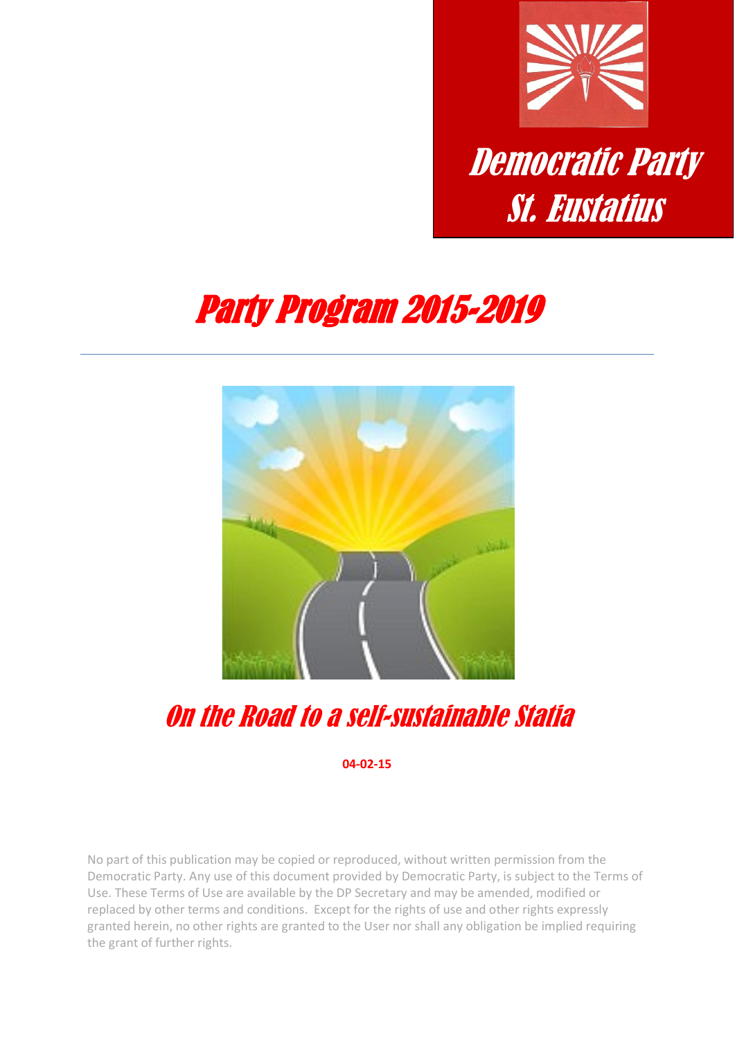# Democratic Party St. Eustatius

# Party Program 2015-2019

---

## On the Road to a self-sustainable Statia

**04-02-15**

No part of this publication may be copied or reproduced, without written permission from the Democratic Party. Any use of this document provided by Democratic Party, is subject to the Terms of Use. These Terms of Use are available by the DP Secretary and may be amended, modified or replaced by other terms and conditions. Except for the rights of use and other rights expressly granted herein, no other rights are granted to the User nor shall any obligation be implied requiring the grant of further rights.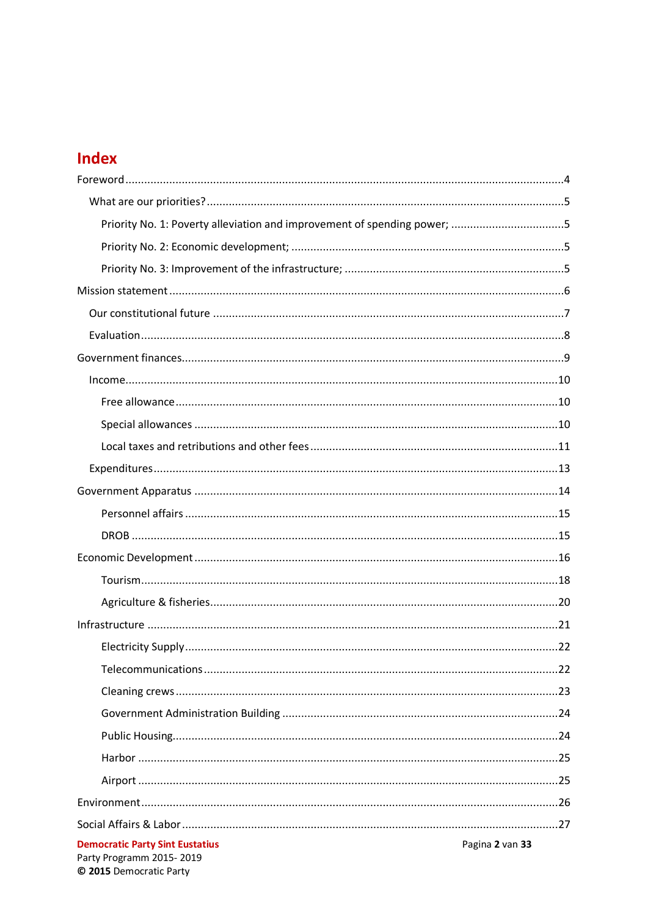# Index

Foreword ....................................................................................................................................4

What are our priorities? ..........................................................................................................5

Priority No. 1: Poverty alleviation and improvement of spending power; ....................................5

Priority No. 2: Economic development; ......................................................................................5

Priority No. 3: Improvement of the infrastructure; ......................................................................5

Mission statement ......................................................................................................................6

Our constitutional future ..........................................................................................................7

Evaluation ..................................................................................................................................8

Government finances..................................................................................................................9

Income......................................................................................................................................10

Free allowance .......................................................................................................................10

Special allowances ..................................................................................................................10

Local taxes and retributions and other fees.............................................................................11

Expenditures .............................................................................................................................13

Government Apparatus ..............................................................................................................14

Personnel affairs .....................................................................................................................15

DROB .......................................................................................................................................15

Economic Development ..............................................................................................................16

Tourism...................................................................................................................................18

Agriculture & fisheries.............................................................................................................20

Infrastructure ............................................................................................................................21

Electricity Supply .....................................................................................................................22

Telecommunications ...............................................................................................................22

Cleaning crews ........................................................................................................................23

Government Administration Building .......................................................................................24

Public Housing.........................................................................................................................24

Harbor .....................................................................................................................................25

Airport .....................................................................................................................................25

Environment ..............................................................................................................................26

Social Affairs & Labor ..................................................................................................................27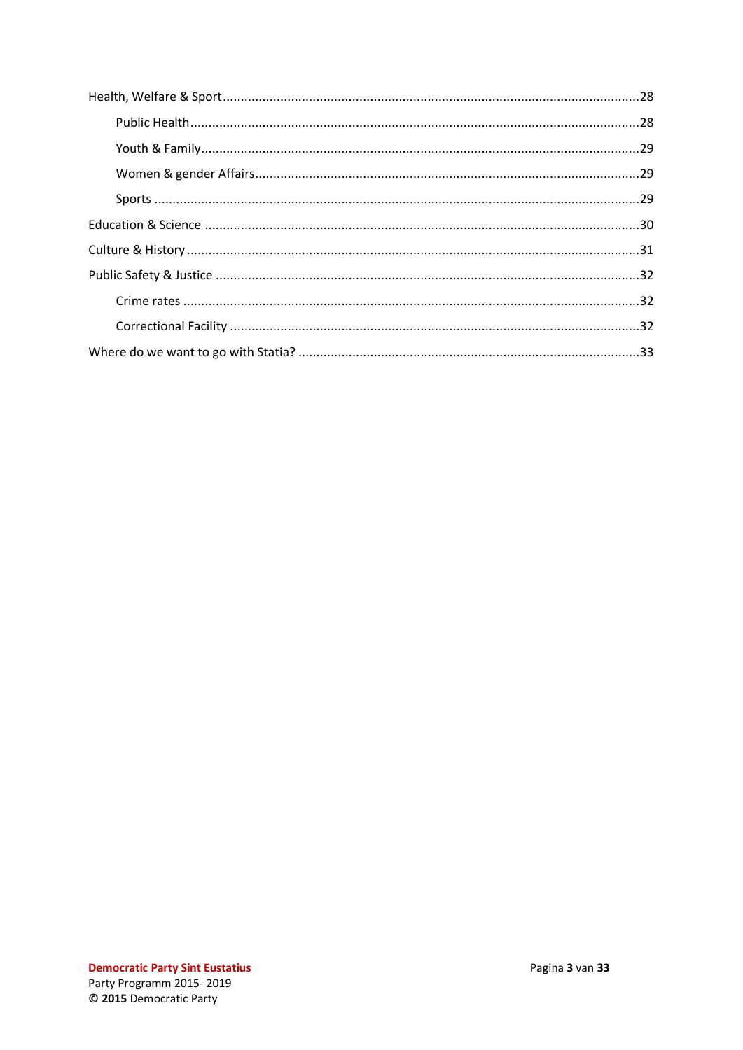Health, Welfare & Sport .......... 28

- Public Health .......... 28
- Youth & Family .......... 29
- Women & gender Affairs .......... 29
- Sports .......... 29

Education & Science .......... 30

Culture & History .......... 31

Public Safety & Justice .......... 32

- Crime rates .......... 32
- Correctional Facility .......... 32

Where do we want to go with Statia? .......... 33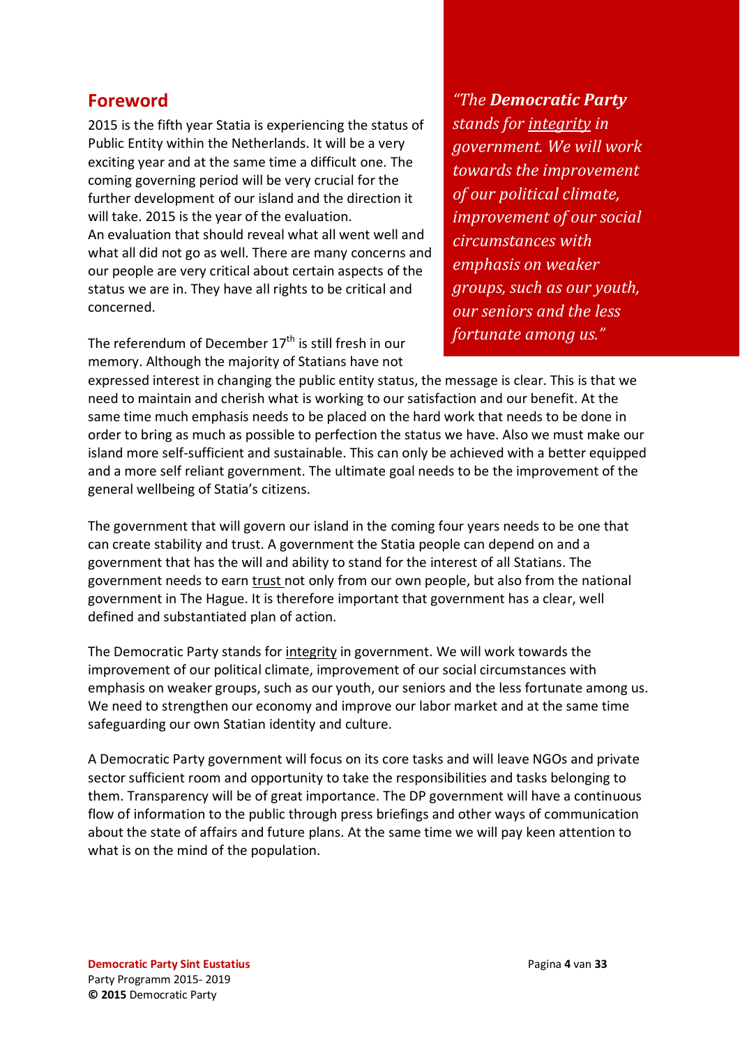## Foreword

2015 is the fifth year Statia is experiencing the status of Public Entity within the Netherlands. It will be a very exciting year and at the same time a difficult one. The coming governing period will be very crucial for the further development of our island and the direction it will take. 2015 is the year of the evaluation.
An evaluation that should reveal what all went well and what all did not go as well. There are many concerns and our people are very critical about certain aspects of the status we are in. They have all rights to be critical and concerned.

> *"The **Democratic Party** stands for integrity in government. We will work towards the improvement of our political climate, improvement of our social circumstances with emphasis on weaker groups, such as our youth, our seniors and the less fortunate among us."*

The referendum of December 17th is still fresh in our memory. Although the majority of Statians have not expressed interest in changing the public entity status, the message is clear. This is that we need to maintain and cherish what is working to our satisfaction and our benefit. At the same time much emphasis needs to be placed on the hard work that needs to be done in order to bring as much as possible to perfection the status we have. Also we must make our island more self-sufficient and sustainable. This can only be achieved with a better equipped and a more self reliant government. The ultimate goal needs to be the improvement of the general wellbeing of Statia's citizens.

The government that will govern our island in the coming four years needs to be one that can create stability and trust. A government the Statia people can depend on and a government that has the will and ability to stand for the interest of all Statians. The government needs to earn trust not only from our own people, but also from the national government in The Hague. It is therefore important that government has a clear, well defined and substantiated plan of action.

The Democratic Party stands for integrity in government. We will work towards the improvement of our political climate, improvement of our social circumstances with emphasis on weaker groups, such as our youth, our seniors and the less fortunate among us. We need to strengthen our economy and improve our labor market and at the same time safeguarding our own Statian identity and culture.

A Democratic Party government will focus on its core tasks and will leave NGOs and private sector sufficient room and opportunity to take the responsibilities and tasks belonging to them. Transparency will be of great importance. The DP government will have a continuous flow of information to the public through press briefings and other ways of communication about the state of affairs and future plans. At the same time we will pay keen attention to what is on the mind of the population.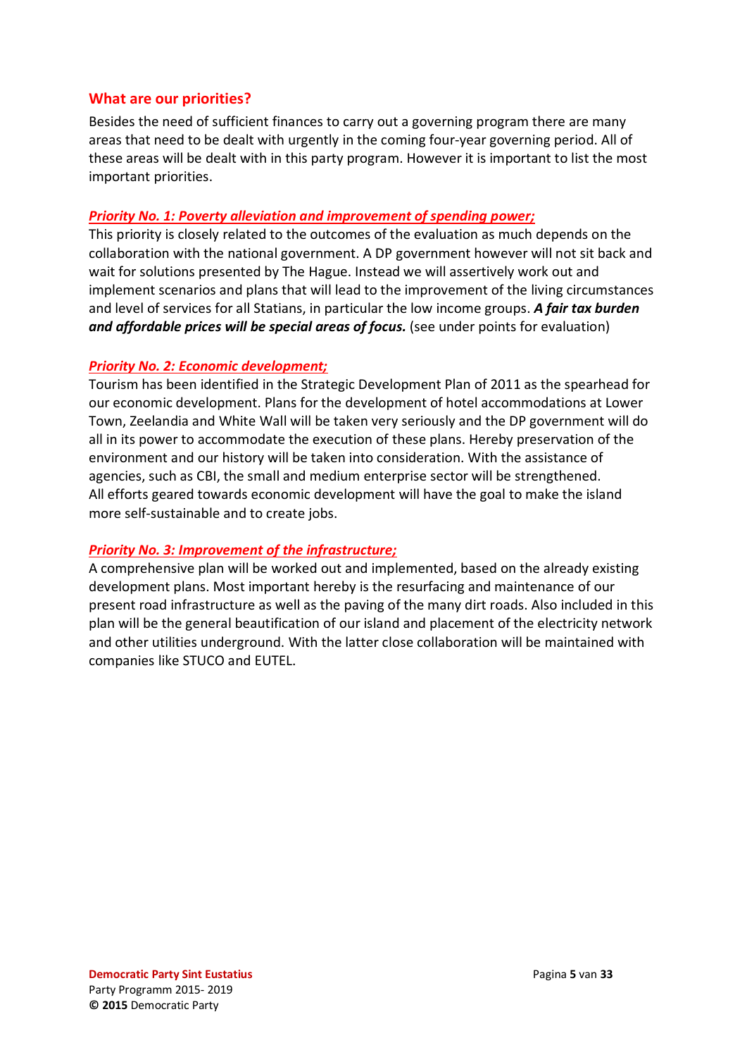## What are our priorities?

Besides the need of sufficient finances to carry out a governing program there are many areas that need to be dealt with urgently in the coming four-year governing period. All of these areas will be dealt with in this party program. However it is important to list the most important priorities.

### ***Priority No. 1: Poverty alleviation and improvement of spending power;***

This priority is closely related to the outcomes of the evaluation as much depends on the collaboration with the national government. A DP government however will not sit back and wait for solutions presented by The Hague. Instead we will assertively work out and implement scenarios and plans that will lead to the improvement of the living circumstances and level of services for all Statians, in particular the low income groups. ***A fair tax burden and affordable prices will be special areas of focus.*** (see under points for evaluation)

### ***Priority No. 2: Economic development;***

Tourism has been identified in the Strategic Development Plan of 2011 as the spearhead for our economic development. Plans for the development of hotel accommodations at Lower Town, Zeelandia and White Wall will be taken very seriously and the DP government will do all in its power to accommodate the execution of these plans. Hereby preservation of the environment and our history will be taken into consideration. With the assistance of agencies, such as CBI, the small and medium enterprise sector will be strengthened.
All efforts geared towards economic development will have the goal to make the island more self-sustainable and to create jobs.

### ***Priority No. 3: Improvement of the infrastructure;***

A comprehensive plan will be worked out and implemented, based on the already existing development plans. Most important hereby is the resurfacing and maintenance of our present road infrastructure as well as the paving of the many dirt roads. Also included in this plan will be the general beautification of our island and placement of the electricity network and other utilities underground. With the latter close collaboration will be maintained with companies like STUCO and EUTEL.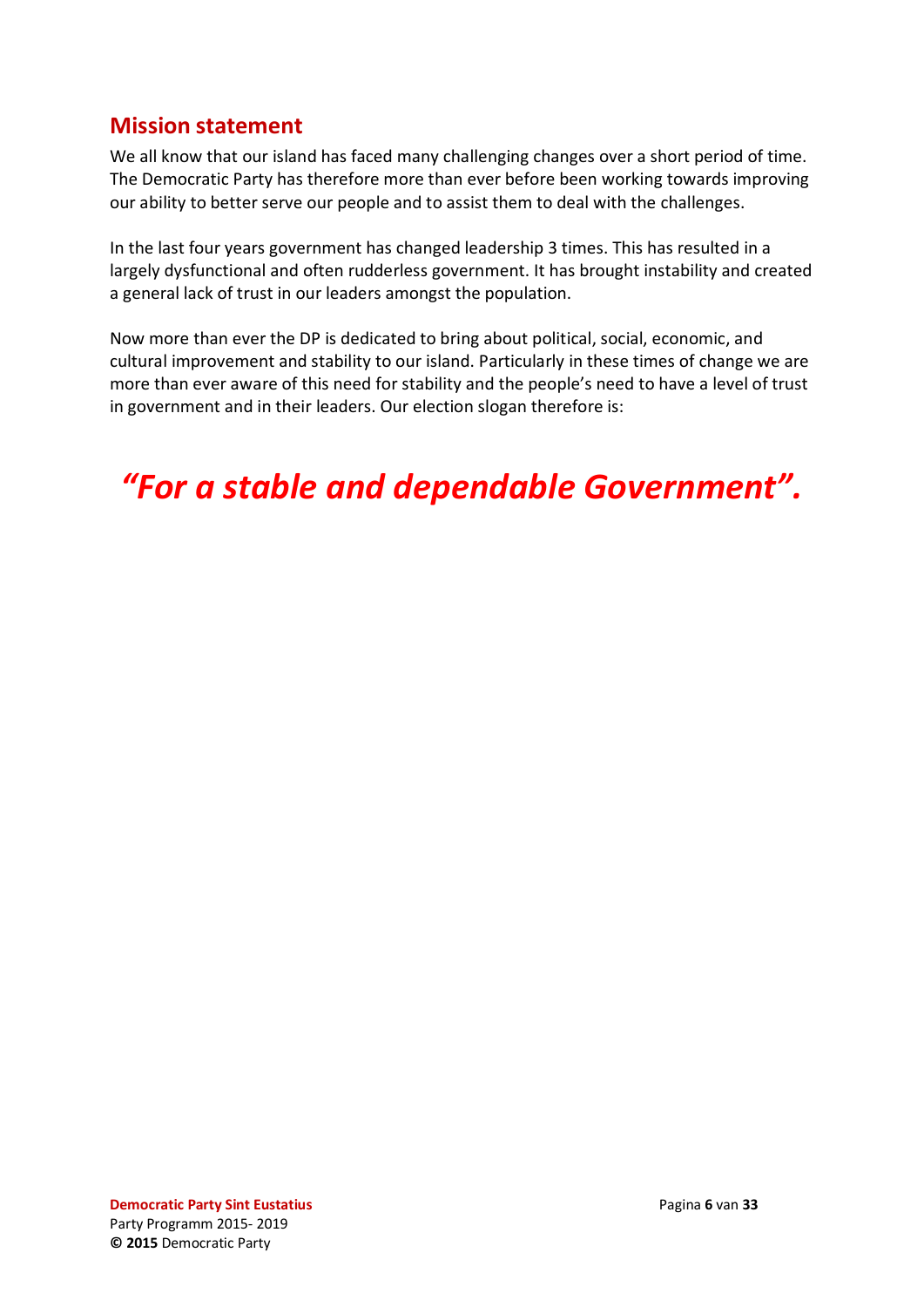## Mission statement

We all know that our island has faced many challenging changes over a short period of time. The Democratic Party has therefore more than ever before been working towards improving our ability to better serve our people and to assist them to deal with the challenges.

In the last four years government has changed leadership 3 times. This has resulted in a largely dysfunctional and often rudderless government. It has brought instability and created a general lack of trust in our leaders amongst the population.

Now more than ever the DP is dedicated to bring about political, social, economic, and cultural improvement and stability to our island. Particularly in these times of change we are more than ever aware of this need for stability and the people's need to have a level of trust in government and in their leaders. Our election slogan therefore is:

***"For a stable and dependable Government".***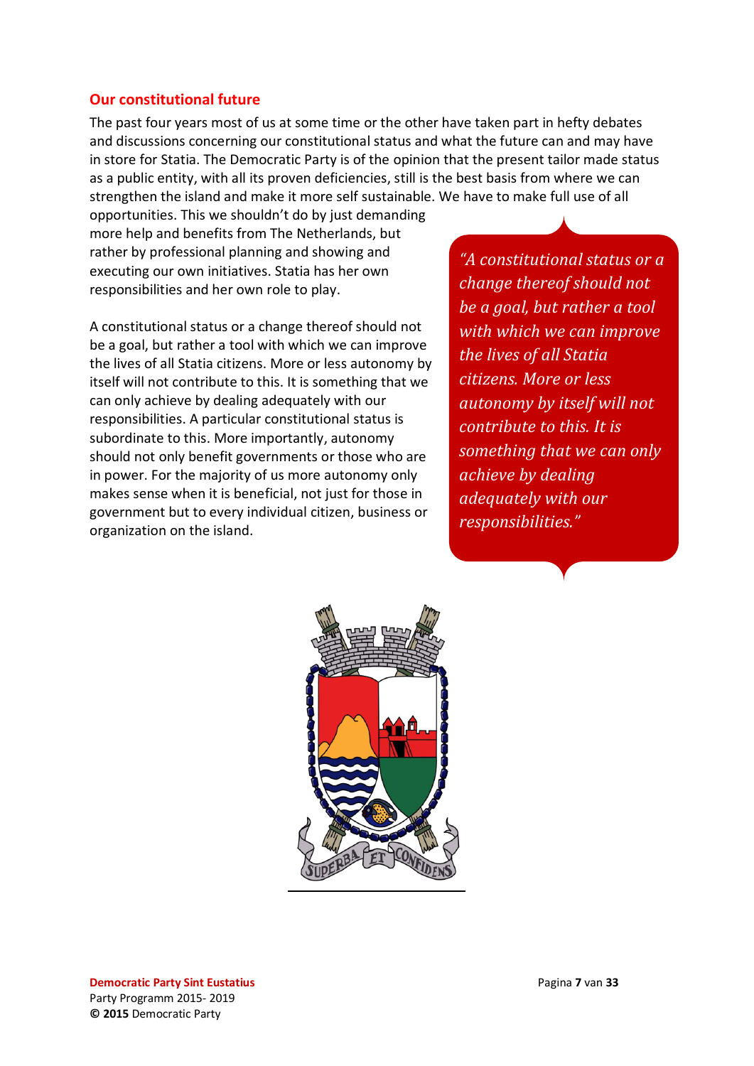## Our constitutional future

The past four years most of us at some time or the other have taken part in hefty debates and discussions concerning our constitutional status and what the future can and may have in store for Statia. The Democratic Party is of the opinion that the present tailor made status as a public entity, with all its proven deficiencies, still is the best basis from where we can strengthen the island and make it more self sustainable. We have to make full use of all opportunities. This we shouldn't do by just demanding more help and benefits from The Netherlands, but rather by professional planning and showing and executing our own initiatives. Statia has her own responsibilities and her own role to play.

A constitutional status or a change thereof should not be a goal, but rather a tool with which we can improve the lives of all Statia citizens. More or less autonomy by itself will not contribute to this. It is something that we can only achieve by dealing adequately with our responsibilities. A particular constitutional status is subordinate to this. More importantly, autonomy should not only benefit governments or those who are in power. For the majority of us more autonomy only makes sense when it is beneficial, not just for those in government but to every individual citizen, business or organization on the island.

> *"A constitutional status or a change thereof should not be a goal, but rather a tool with which we can improve the lives of all Statia citizens. More or less autonomy by itself will not contribute to this. It is something that we can only achieve by dealing adequately with our responsibilities."*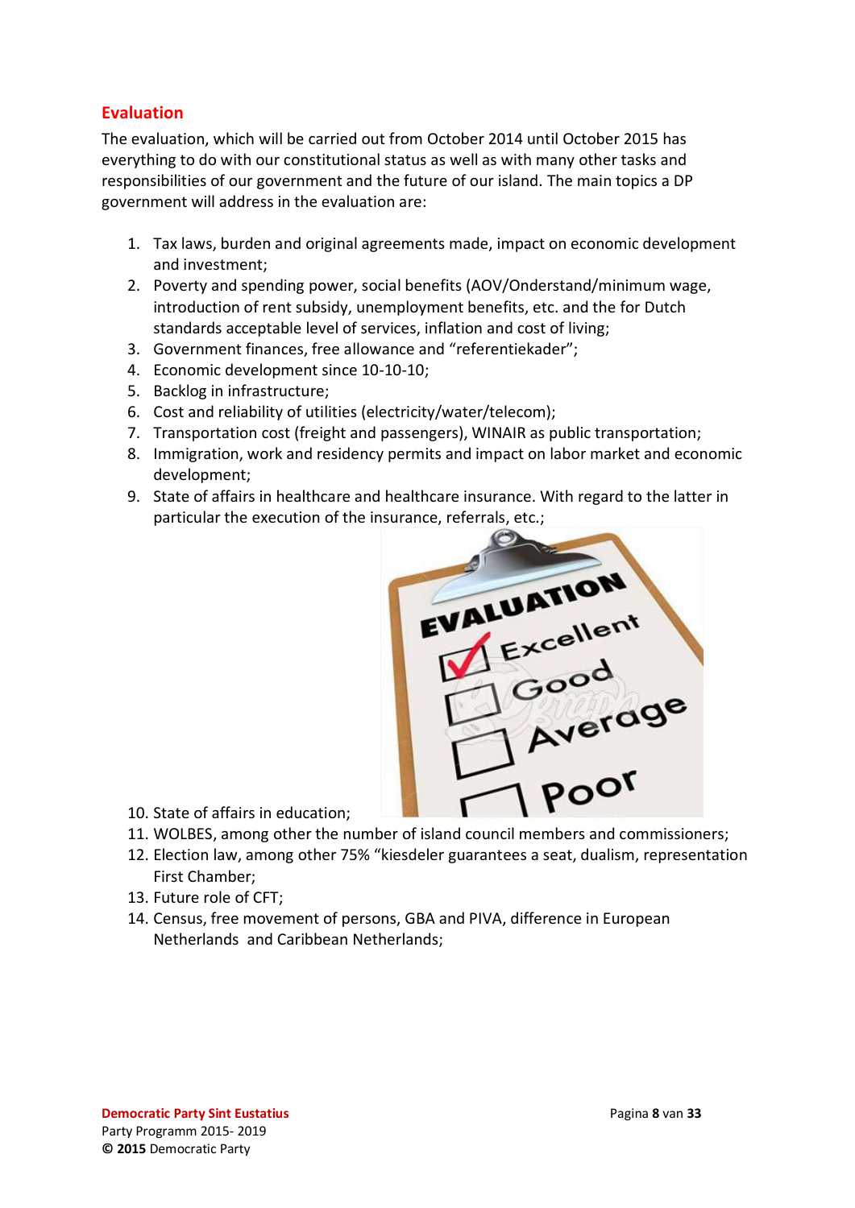## Evaluation

The evaluation, which will be carried out from October 2014 until October 2015 has everything to do with our constitutional status as well as with many other tasks and responsibilities of our government and the future of our island. The main topics a DP government will address in the evaluation are:

1. Tax laws, burden and original agreements made, impact on economic development and investment;
2. Poverty and spending power, social benefits (AOV/Onderstand/minimum wage, introduction of rent subsidy, unemployment benefits, etc. and the for Dutch standards acceptable level of services, inflation and cost of living;
3. Government finances, free allowance and "referentiekader";
4. Economic development since 10-10-10;
5. Backlog in infrastructure;
6. Cost and reliability of utilities (electricity/water/telecom);
7. Transportation cost (freight and passengers), WINAIR as public transportation;
8. Immigration, work and residency permits and impact on labor market and economic development;
9. State of affairs in healthcare and healthcare insurance. With regard to the latter in particular the execution of the insurance, referrals, etc.;
10. State of affairs in education;
11. WOLBES, among other the number of island council members and commissioners;
12. Election law, among other 75% "kiesdeler guarantees a seat, dualism, representation First Chamber;
13. Future role of CFT;
14. Census, free movement of persons, GBA and PIVA, difference in European Netherlands and Caribbean Netherlands;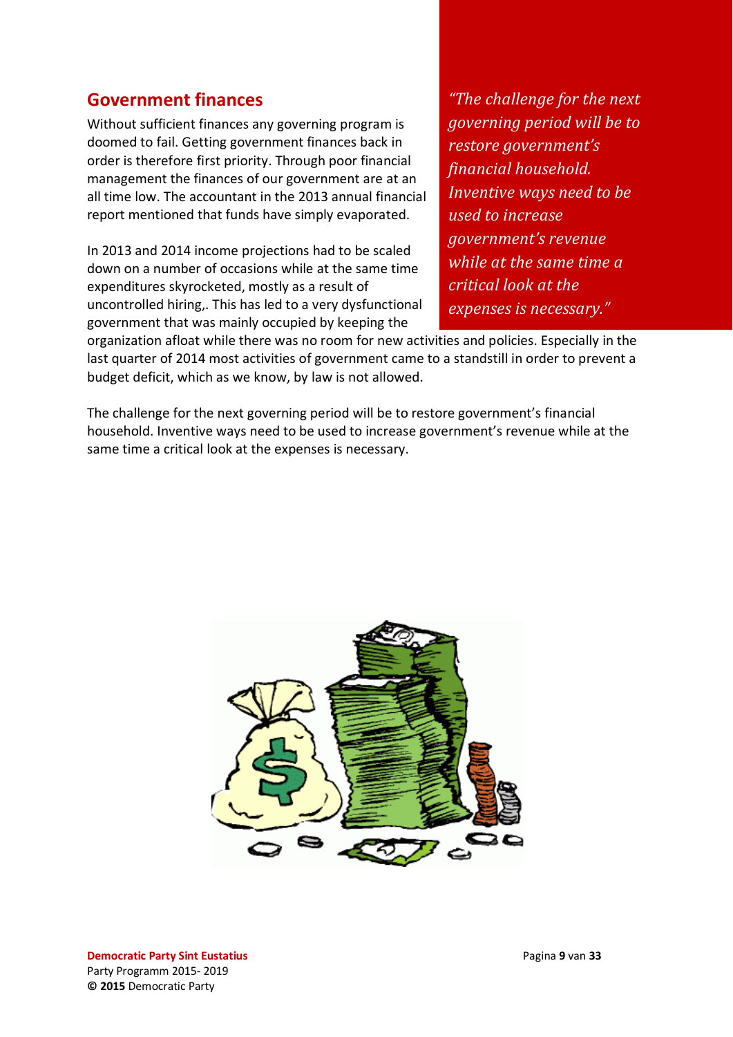## Government finances

Without sufficient finances any governing program is doomed to fail. Getting government finances back in order is therefore first priority. Through poor financial management the finances of our government are at an all time low. The accountant in the 2013 annual financial report mentioned that funds have simply evaporated.

*"The challenge for the next governing period will be to restore government's financial household. Inventive ways need to be used to increase government's revenue while at the same time a critical look at the expenses is necessary."*

In 2013 and 2014 income projections had to be scaled down on a number of occasions while at the same time expenditures skyrocketed, mostly as a result of uncontrolled hiring,. This has led to a very dysfunctional government that was mainly occupied by keeping the organization afloat while there was no room for new activities and policies. Especially in the last quarter of 2014 most activities of government came to a standstill in order to prevent a budget deficit, which as we know, by law is not allowed.

The challenge for the next governing period will be to restore government's financial household. Inventive ways need to be used to increase government's revenue while at the same time a critical look at the expenses is necessary.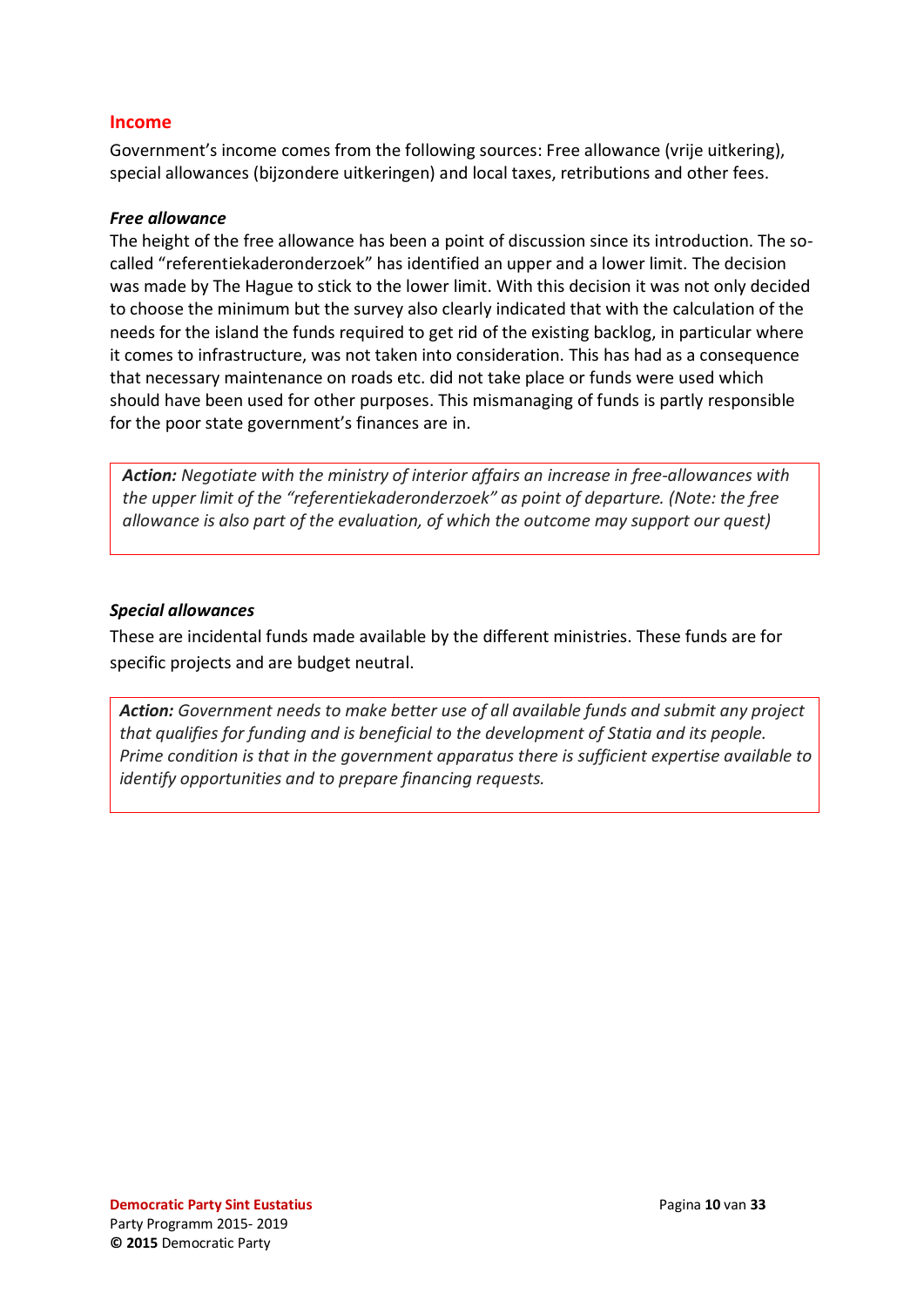## Income

Government's income comes from the following sources: Free allowance (vrije uitkering), special allowances (bijzondere uitkeringen) and local taxes, retributions and other fees.

### *Free allowance*

The height of the free allowance has been a point of discussion since its introduction. The so-called "referentiekaderonderzoek" has identified an upper and a lower limit. The decision was made by The Hague to stick to the lower limit. With this decision it was not only decided to choose the minimum but the survey also clearly indicated that with the calculation of the needs for the island the funds required to get rid of the existing backlog, in particular where it comes to infrastructure, was not taken into consideration. This has had as a consequence that necessary maintenance on roads etc. did not take place or funds were used which should have been used for other purposes. This mismanaging of funds is partly responsible for the poor state government's finances are in.

> ***Action:*** *Negotiate with the ministry of interior affairs an increase in free-allowances with the upper limit of the "referentiekaderonderzoek" as point of departure. (Note: the free allowance is also part of the evaluation, of which the outcome may support our quest)*

### *Special allowances*

These are incidental funds made available by the different ministries. These funds are for specific projects and are budget neutral.

> ***Action:*** *Government needs to make better use of all available funds and submit any project that qualifies for funding and is beneficial to the development of Statia and its people. Prime condition is that in the government apparatus there is sufficient expertise available to identify opportunities and to prepare financing requests.*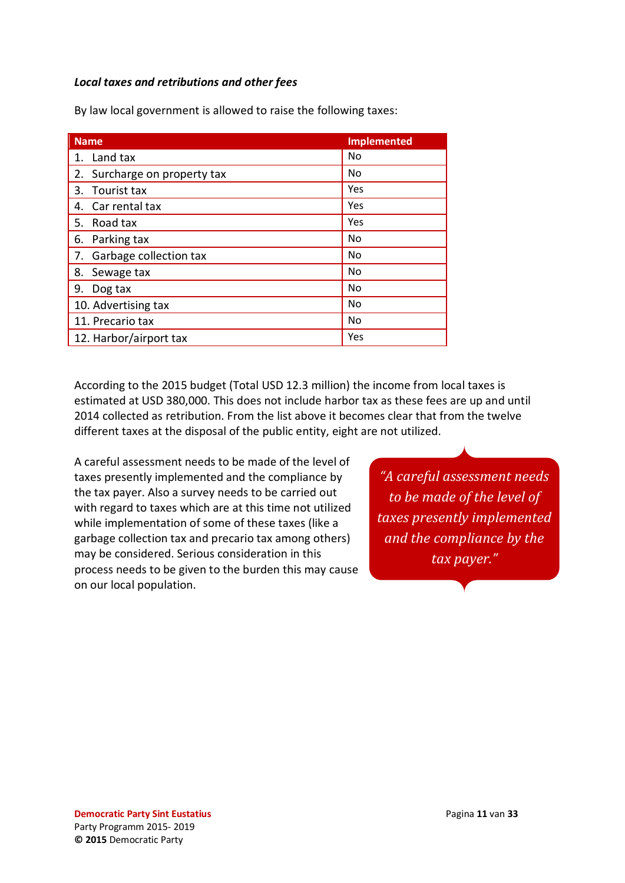***Local taxes and retributions and other fees***

By law local government is allowed to raise the following taxes:

| Name | Implemented |
|---|---|
| 1. Land tax | No |
| 2. Surcharge on property tax | No |
| 3. Tourist tax | Yes |
| 4. Car rental tax | Yes |
| 5. Road tax | Yes |
| 6. Parking tax | No |
| 7. Garbage collection tax | No |
| 8. Sewage tax | No |
| 9. Dog tax | No |
| 10. Advertising tax | No |
| 11. Precario tax | No |
| 12. Harbor/airport tax | Yes |

According to the 2015 budget (Total USD 12.3 million) the income from local taxes is estimated at USD 380,000. This does not include harbor tax as these fees are up and until 2014 collected as retribution. From the list above it becomes clear that from the twelve different taxes at the disposal of the public entity, eight are not utilized.

A careful assessment needs to be made of the level of taxes presently implemented and the compliance by the tax payer. Also a survey needs to be carried out with regard to taxes which are at this time not utilized while implementation of some of these taxes (like a garbage collection tax and precario tax among others) may be considered. Serious consideration in this process needs to be given to the burden this may cause on our local population.

> *"A careful assessment needs to be made of the level of taxes presently implemented and the compliance by the tax payer."*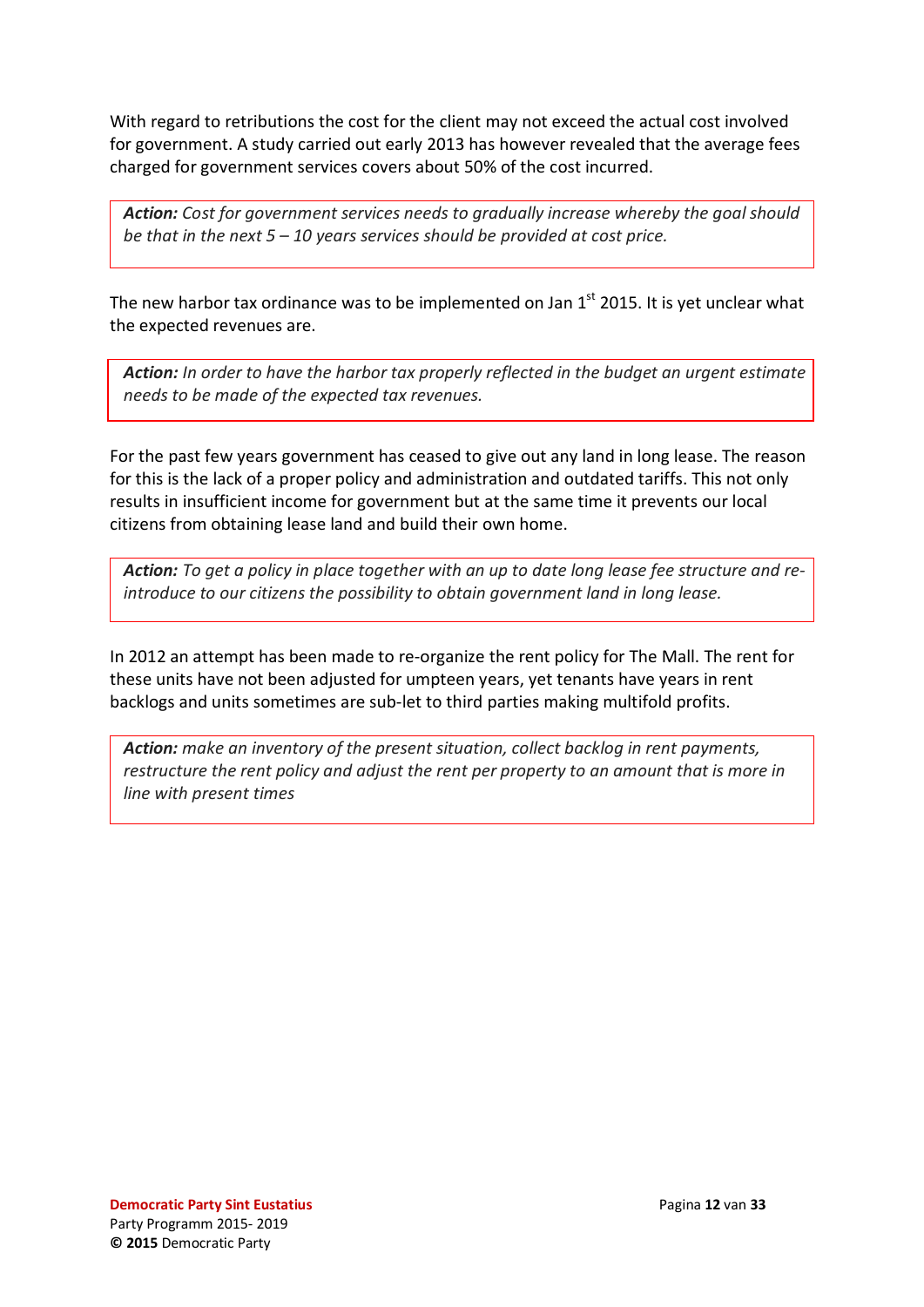With regard to retributions the cost for the client may not exceed the actual cost involved for government. A study carried out early 2013 has however revealed that the average fees charged for government services covers about 50% of the cost incurred.

> ***Action:*** *Cost for government services needs to gradually increase whereby the goal should be that in the next 5 – 10 years services should be provided at cost price.*

The new harbor tax ordinance was to be implemented on Jan 1st 2015. It is yet unclear what the expected revenues are.

> ***Action:*** *In order to have the harbor tax properly reflected in the budget an urgent estimate needs to be made of the expected tax revenues.*

For the past few years government has ceased to give out any land in long lease. The reason for this is the lack of a proper policy and administration and outdated tariffs. This not only results in insufficient income for government but at the same time it prevents our local citizens from obtaining lease land and build their own home.

> ***Action:*** *To get a policy in place together with an up to date long lease fee structure and re-introduce to our citizens the possibility to obtain government land in long lease.*

In 2012 an attempt has been made to re-organize the rent policy for The Mall. The rent for these units have not been adjusted for umpteen years, yet tenants have years in rent backlogs and units sometimes are sub-let to third parties making multifold profits.

> ***Action:*** *make an inventory of the present situation, collect backlog in rent payments, restructure the rent policy and adjust the rent per property to an amount that is more in line with present times*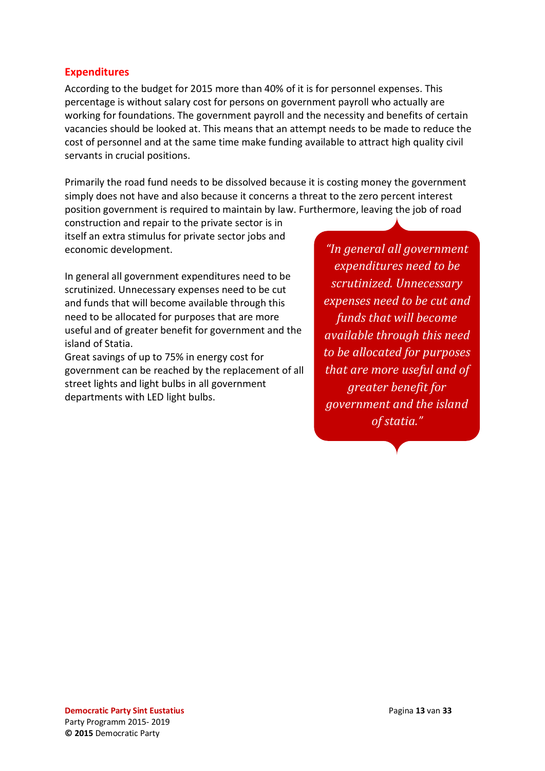## Expenditures

According to the budget for 2015 more than 40% of it is for personnel expenses. This percentage is without salary cost for persons on government payroll who actually are working for foundations. The government payroll and the necessity and benefits of certain vacancies should be looked at. This means that an attempt needs to be made to reduce the cost of personnel and at the same time make funding available to attract high quality civil servants in crucial positions.

Primarily the road fund needs to be dissolved because it is costing money the government simply does not have and also because it concerns a threat to the zero percent interest position government is required to maintain by law. Furthermore, leaving the job of road construction and repair to the private sector is in itself an extra stimulus for private sector jobs and economic development.

In general all government expenditures need to be scrutinized. Unnecessary expenses need to be cut and funds that will become available through this need to be allocated for purposes that are more useful and of greater benefit for government and the island of Statia.

Great savings of up to 75% in energy cost for government can be reached by the replacement of all street lights and light bulbs in all government departments with LED light bulbs.

> *"In general all government expenditures need to be scrutinized. Unnecessary expenses need to be cut and funds that will become available through this need to be allocated for purposes that are more useful and of greater benefit for government and the island of statia."*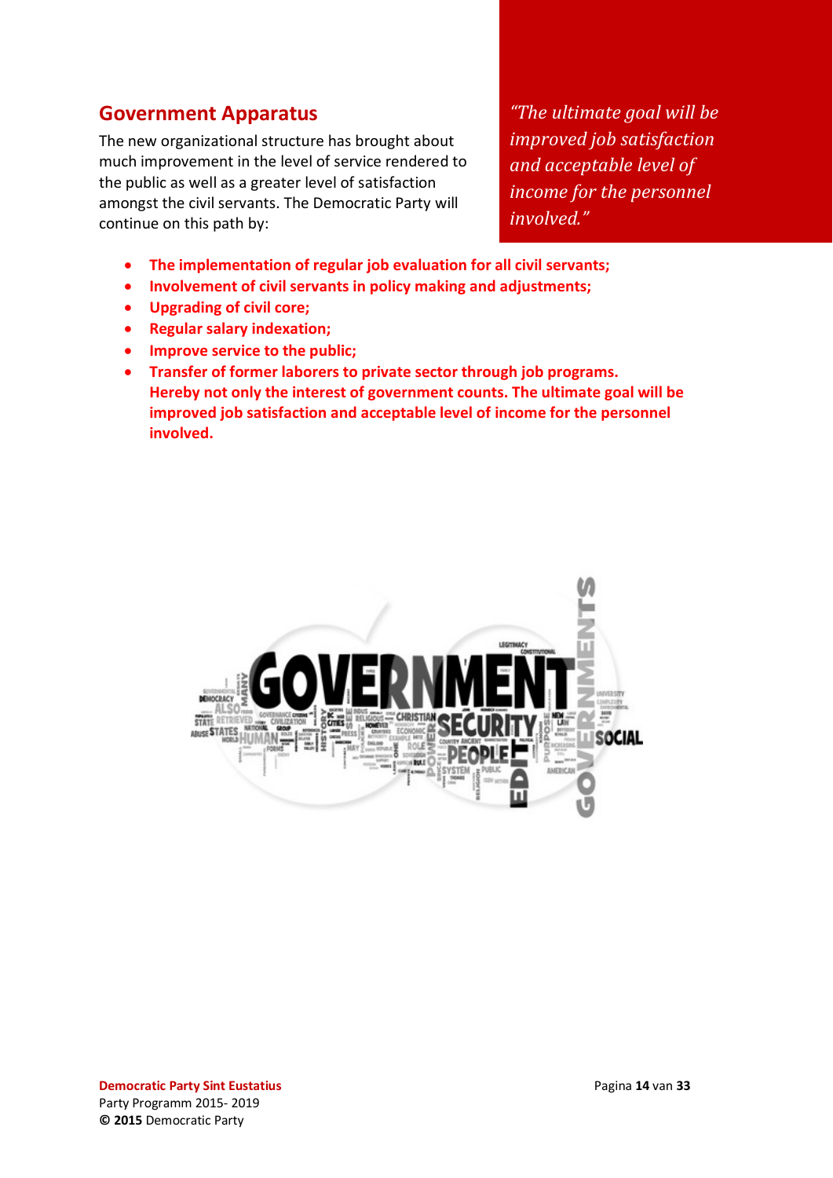## Government Apparatus

The new organizational structure has brought about much improvement in the level of service rendered to the public as well as a greater level of satisfaction amongst the civil servants. The Democratic Party will continue on this path by:

> *"The ultimate goal will be improved job satisfaction and acceptable level of income for the personnel involved."*

- **The implementation of regular job evaluation for all civil servants;**
- **Involvement of civil servants in policy making and adjustments;**
- **Upgrading of civil core;**
- **Regular salary indexation;**
- **Improve service to the public;**
- **Transfer of former laborers to private sector through job programs. Hereby not only the interest of government counts. The ultimate goal will be improved job satisfaction and acceptable level of income for the personnel involved.**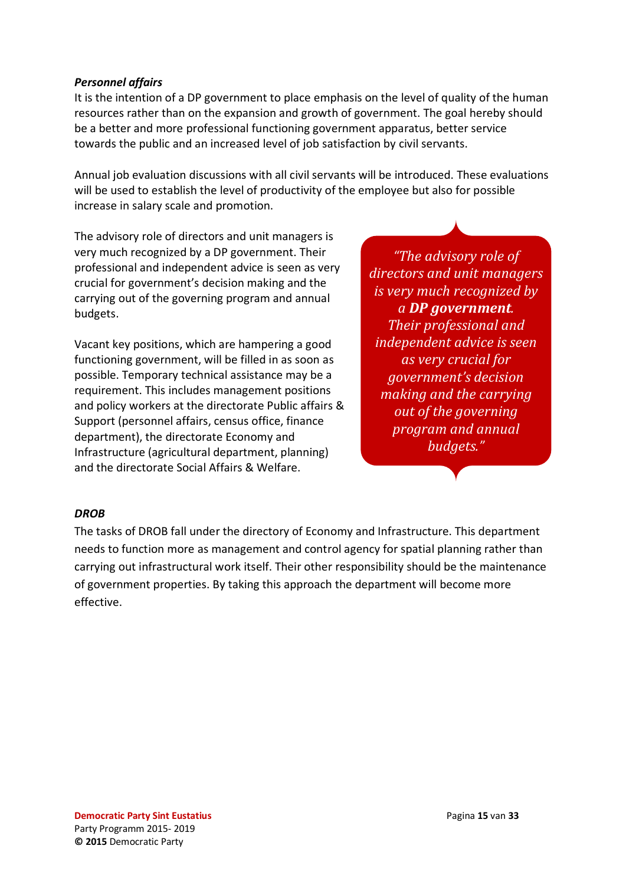***Personnel affairs***

It is the intention of a DP government to place emphasis on the level of quality of the human resources rather than on the expansion and growth of government. The goal hereby should be a better and more professional functioning government apparatus, better service towards the public and an increased level of job satisfaction by civil servants.

Annual job evaluation discussions with all civil servants will be introduced. These evaluations will be used to establish the level of productivity of the employee but also for possible increase in salary scale and promotion.

The advisory role of directors and unit managers is very much recognized by a DP government. Their professional and independent advice is seen as very crucial for government's decision making and the carrying out of the governing program and annual budgets.

*"The advisory role of directors and unit managers is very much recognized by a **DP government**. Their professional and independent advice is seen as very crucial for government's decision making and the carrying out of the governing program and annual budgets."*

Vacant key positions, which are hampering a good functioning government, will be filled in as soon as possible. Temporary technical assistance may be a requirement. This includes management positions and policy workers at the directorate Public affairs & Support (personnel affairs, census office, finance department), the directorate Economy and Infrastructure (agricultural department, planning) and the directorate Social Affairs & Welfare.

***DROB***

The tasks of DROB fall under the directory of Economy and Infrastructure. This department needs to function more as management and control agency for spatial planning rather than carrying out infrastructural work itself. Their other responsibility should be the maintenance of government properties. By taking this approach the department will become more effective.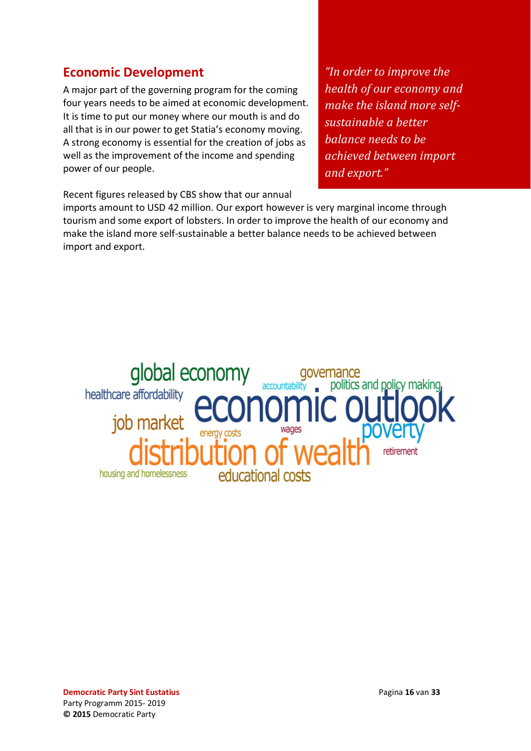## Economic Development

A major part of the governing program for the coming four years needs to be aimed at economic development. It is time to put our money where our mouth is and do all that is in our power to get Statia's economy moving. A strong economy is essential for the creation of jobs as well as the improvement of the income and spending power of our people.

*"In order to improve the health of our economy and make the island more self-sustainable a better balance needs to be achieved between import and export."*

Recent figures released by CBS show that our annual imports amount to USD 42 million. Our export however is very marginal income through tourism and some export of lobsters. In order to improve the health of our economy and make the island more self-sustainable a better balance needs to be achieved between import and export.

global economy governance accountability politics and policy making healthcare affordability economic outlook job market energy costs wages poverty distribution of wealth retirement housing and homelessness educational costs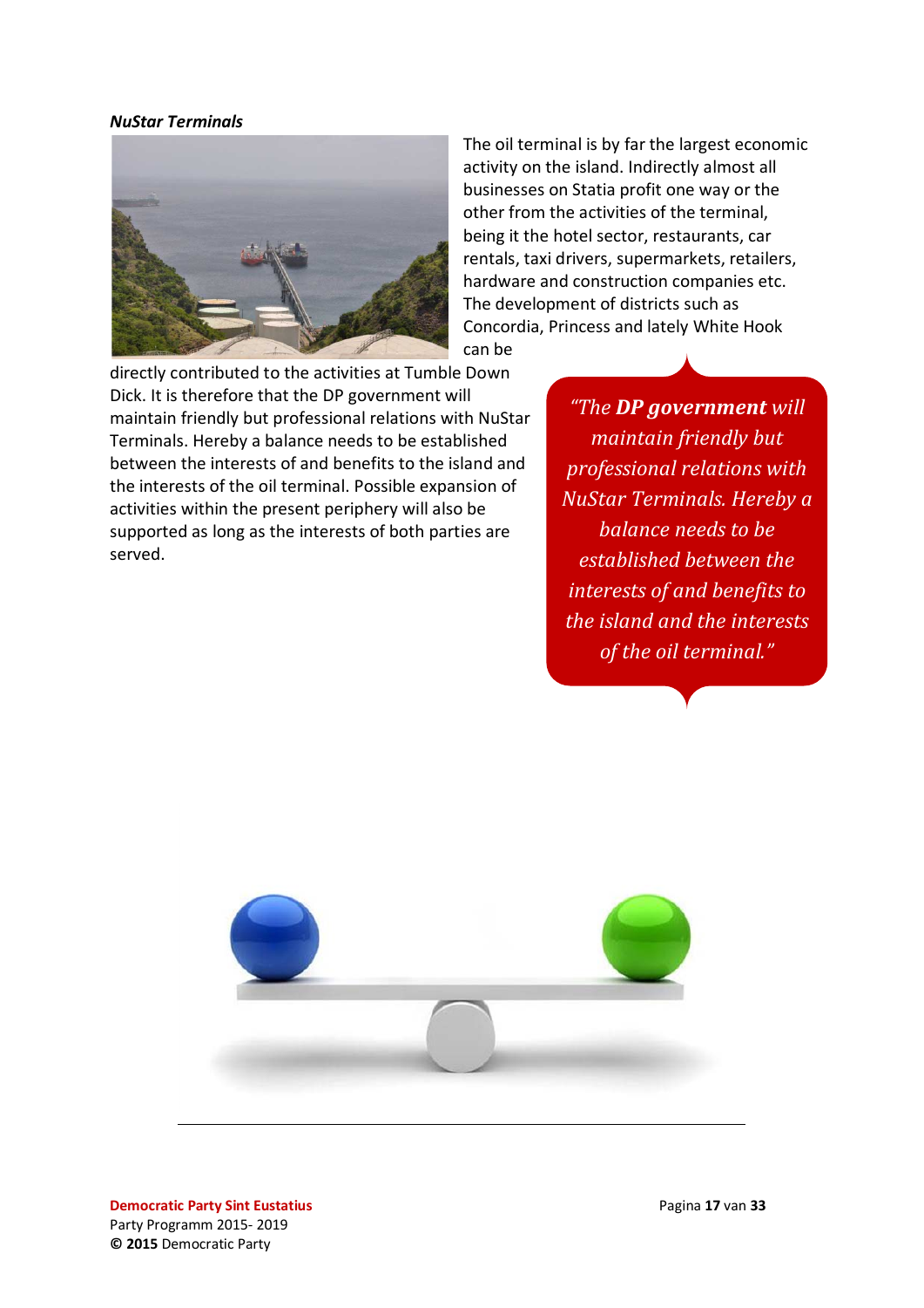***NuStar Terminals***

The oil terminal is by far the largest economic activity on the island. Indirectly almost all businesses on Statia profit one way or the other from the activities of the terminal, being it the hotel sector, restaurants, car rentals, taxi drivers, supermarkets, retailers, hardware and construction companies etc. The development of districts such as Concordia, Princess and lately White Hook can be directly contributed to the activities at Tumble Down Dick. It is therefore that the DP government will maintain friendly but professional relations with NuStar Terminals. Hereby a balance needs to be established between the interests of and benefits to the island and the interests of the oil terminal. Possible expansion of activities within the present periphery will also be supported as long as the interests of both parties are served.

> *"The **DP government** will maintain friendly but professional relations with NuStar Terminals. Hereby a balance needs to be established between the interests of and benefits to the island and the interests of the oil terminal."*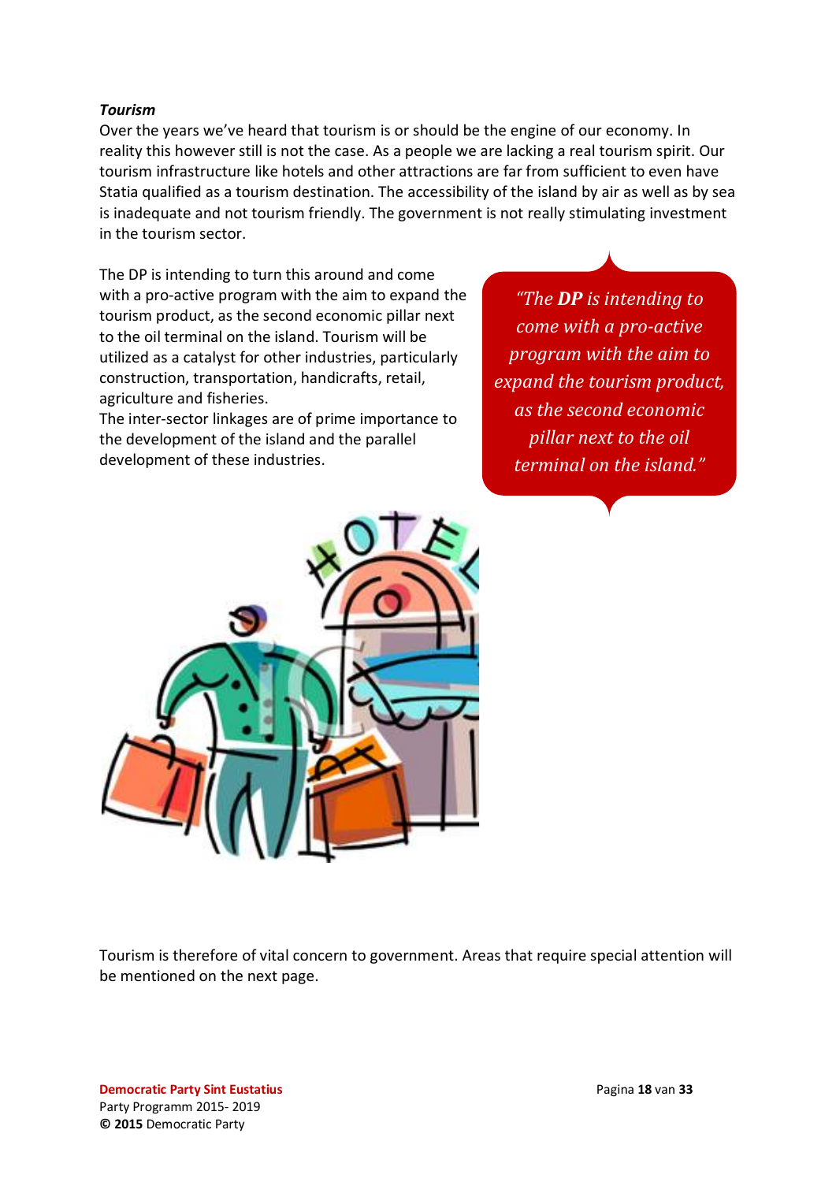***Tourism***

Over the years we've heard that tourism is or should be the engine of our economy. In reality this however still is not the case. As a people we are lacking a real tourism spirit. Our tourism infrastructure like hotels and other attractions are far from sufficient to even have Statia qualified as a tourism destination. The accessibility of the island by air as well as by sea is inadequate and not tourism friendly. The government is not really stimulating investment in the tourism sector.

The DP is intending to turn this around and come with a pro-active program with the aim to expand the tourism product, as the second economic pillar next to the oil terminal on the island. Tourism will be utilized as a catalyst for other industries, particularly construction, transportation, handicrafts, retail, agriculture and fisheries.
The inter-sector linkages are of prime importance to the development of the island and the parallel development of these industries.

> *"The **DP** is intending to come with a pro-active program with the aim to expand the tourism product, as the second economic pillar next to the oil terminal on the island."*

Tourism is therefore of vital concern to government. Areas that require special attention will be mentioned on the next page.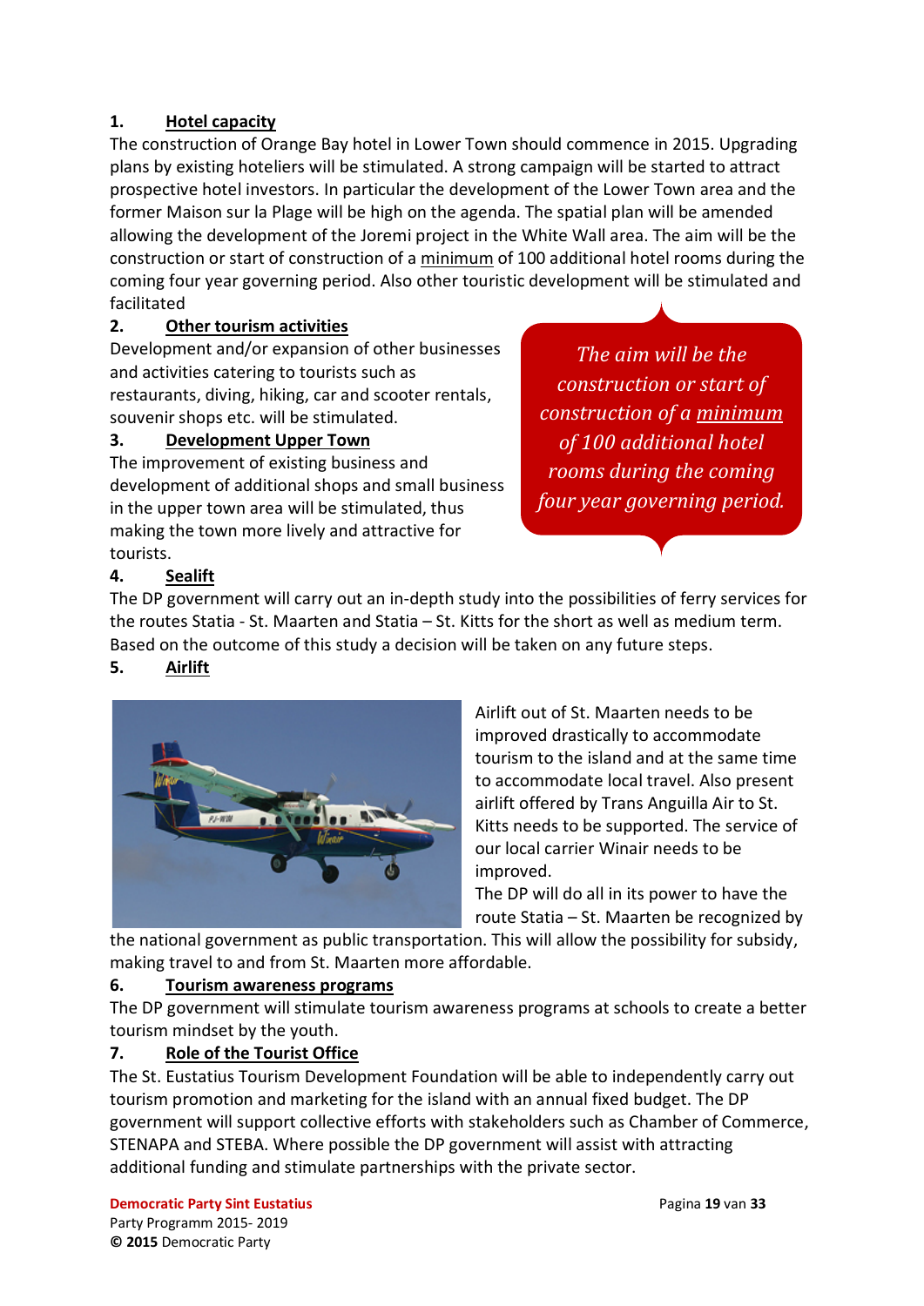## 1. Hotel capacity

The construction of Orange Bay hotel in Lower Town should commence in 2015. Upgrading plans by existing hoteliers will be stimulated. A strong campaign will be started to attract prospective hotel investors. In particular the development of the Lower Town area and the former Maison sur la Plage will be high on the agenda. The spatial plan will be amended allowing the development of the Joremi project in the White Wall area. The aim will be the construction or start of construction of a minimum of 100 additional hotel rooms during the coming four year governing period. Also other touristic development will be stimulated and facilitated

> *The aim will be the construction or start of construction of a minimum of 100 additional hotel rooms during the coming four year governing period.*

## 2. Other tourism activities

Development and/or expansion of other businesses and activities catering to tourists such as restaurants, diving, hiking, car and scooter rentals, souvenir shops etc. will be stimulated.

## 3. Development Upper Town

The improvement of existing business and development of additional shops and small business in the upper town area will be stimulated, thus making the town more lively and attractive for tourists.

## 4. Sealift

The DP government will carry out an in-depth study into the possibilities of ferry services for the routes Statia - St. Maarten and Statia – St. Kitts for the short as well as medium term. Based on the outcome of this study a decision will be taken on any future steps.

## 5. Airlift

Airlift out of St. Maarten needs to be improved drastically to accommodate tourism to the island and at the same time to accommodate local travel. Also present airlift offered by Trans Anguilla Air to St. Kitts needs to be supported. The service of our local carrier Winair needs to be improved.

The DP will do all in its power to have the route Statia – St. Maarten be recognized by the national government as public transportation. This will allow the possibility for subsidy, making travel to and from St. Maarten more affordable.

## 6. Tourism awareness programs

The DP government will stimulate tourism awareness programs at schools to create a better tourism mindset by the youth.

## 7. Role of the Tourist Office

The St. Eustatius Tourism Development Foundation will be able to independently carry out tourism promotion and marketing for the island with an annual fixed budget. The DP government will support collective efforts with stakeholders such as Chamber of Commerce, STENAPA and STEBA. Where possible the DP government will assist with attracting additional funding and stimulate partnerships with the private sector.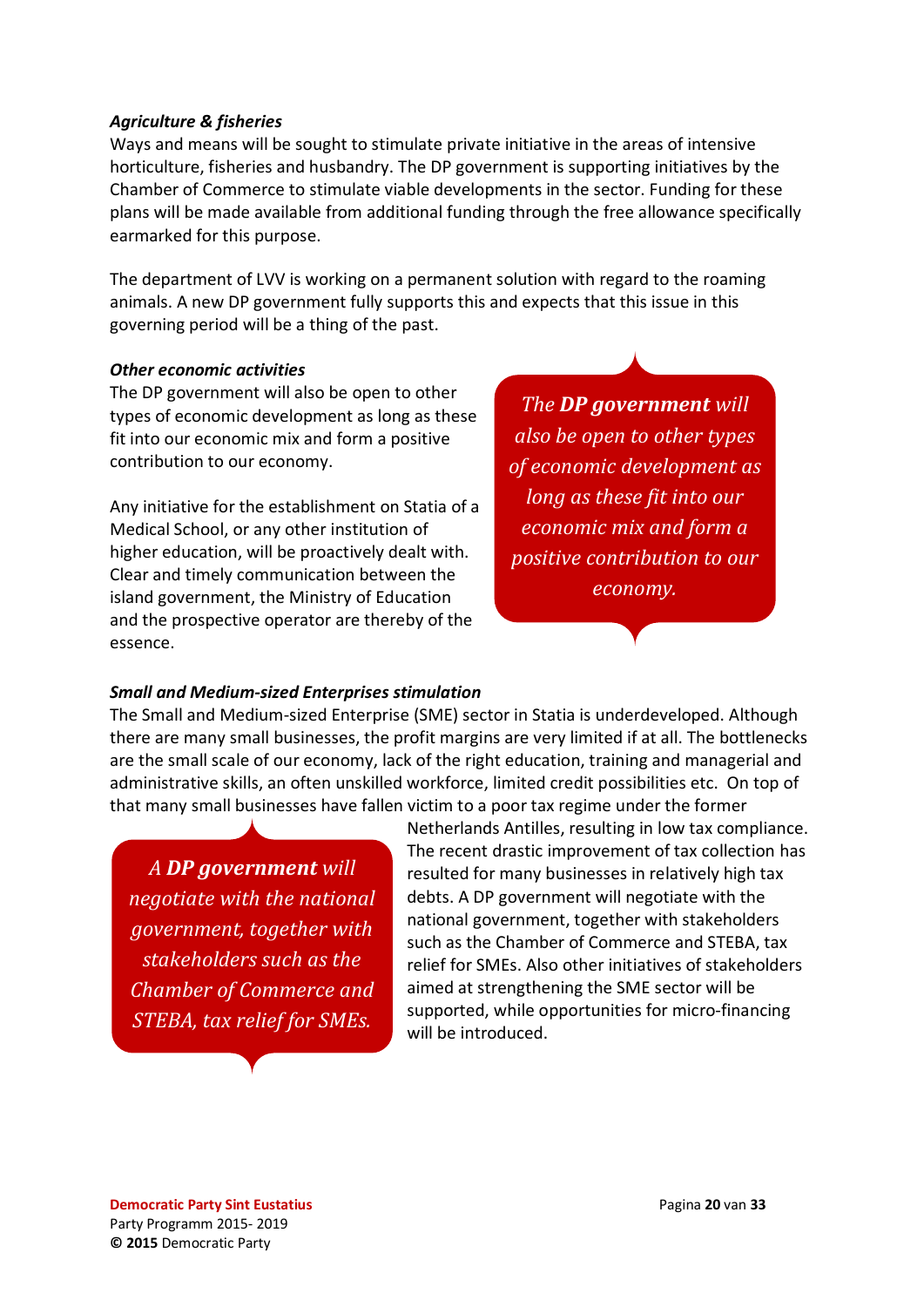***Agriculture & fisheries***

Ways and means will be sought to stimulate private initiative in the areas of intensive horticulture, fisheries and husbandry. The DP government is supporting initiatives by the Chamber of Commerce to stimulate viable developments in the sector. Funding for these plans will be made available from additional funding through the free allowance specifically earmarked for this purpose.

The department of LVV is working on a permanent solution with regard to the roaming animals. A new DP government fully supports this and expects that this issue in this governing period will be a thing of the past.

***Other economic activities***

The DP government will also be open to other types of economic development as long as these fit into our economic mix and form a positive contribution to our economy.

> *The **DP government** will also be open to other types of economic development as long as these fit into our economic mix and form a positive contribution to our economy.*

Any initiative for the establishment on Statia of a Medical School, or any other institution of higher education, will be proactively dealt with. Clear and timely communication between the island government, the Ministry of Education and the prospective operator are thereby of the essence.

***Small and Medium-sized Enterprises stimulation***

The Small and Medium-sized Enterprise (SME) sector in Statia is underdeveloped. Although there are many small businesses, the profit margins are very limited if at all. The bottlenecks are the small scale of our economy, lack of the right education, training and managerial and administrative skills, an often unskilled workforce, limited credit possibilities etc. On top of that many small businesses have fallen victim to a poor tax regime under the former Netherlands Antilles, resulting in low tax compliance. The recent drastic improvement of tax collection has resulted for many businesses in relatively high tax debts. A DP government will negotiate with the national government, together with stakeholders such as the Chamber of Commerce and STEBA, tax relief for SMEs. Also other initiatives of stakeholders aimed at strengthening the SME sector will be supported, while opportunities for micro-financing will be introduced.

> *A **DP government** will negotiate with the national government, together with stakeholders such as the Chamber of Commerce and STEBA, tax relief for SMEs.*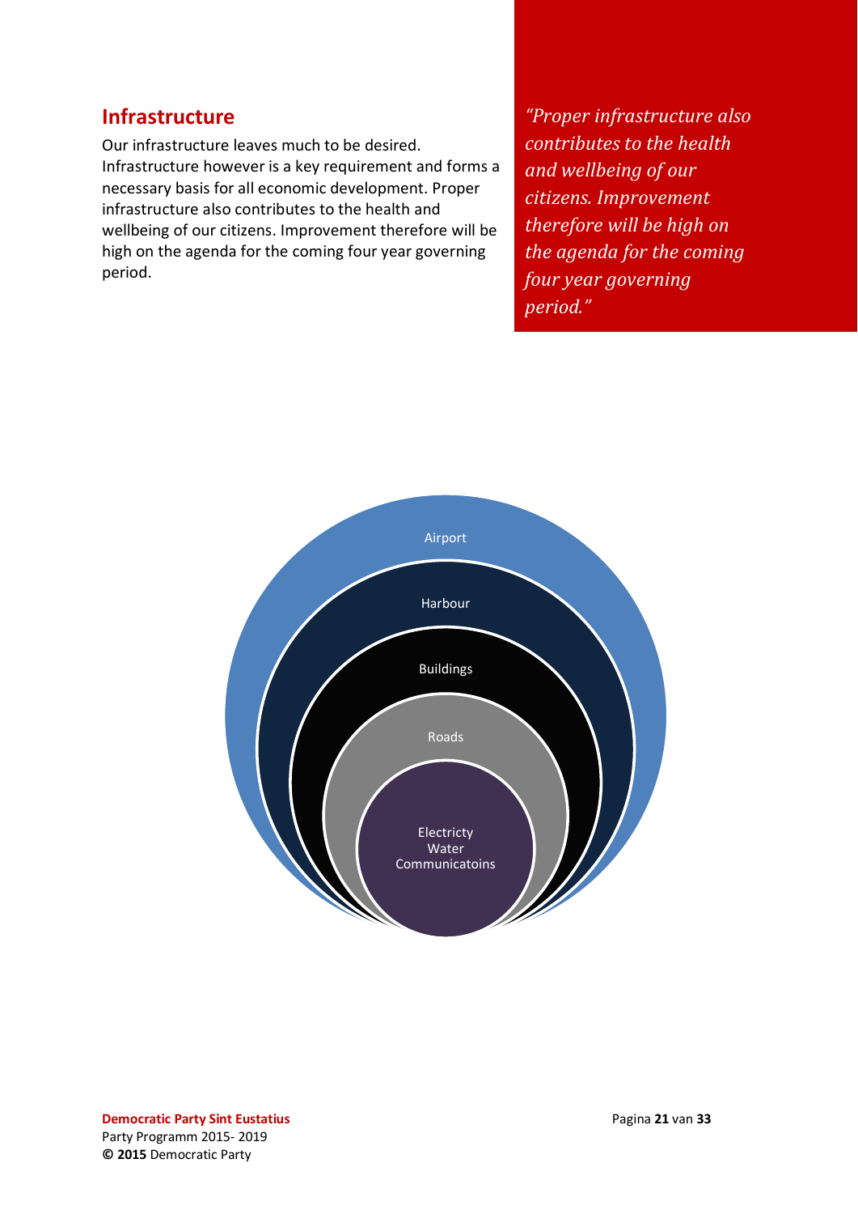## Infrastructure

Our infrastructure leaves much to be desired. Infrastructure however is a key requirement and forms a necessary basis for all economic development. Proper infrastructure also contributes to the health and wellbeing of our citizens. Improvement therefore will be high on the agenda for the coming four year governing period.

*"Proper infrastructure also contributes to the health and wellbeing of our citizens. Improvement therefore will be high on the agenda for the coming four year governing period."*

Airport

Harbour

Buildings

Roads

Electricty
Water
Communicatoins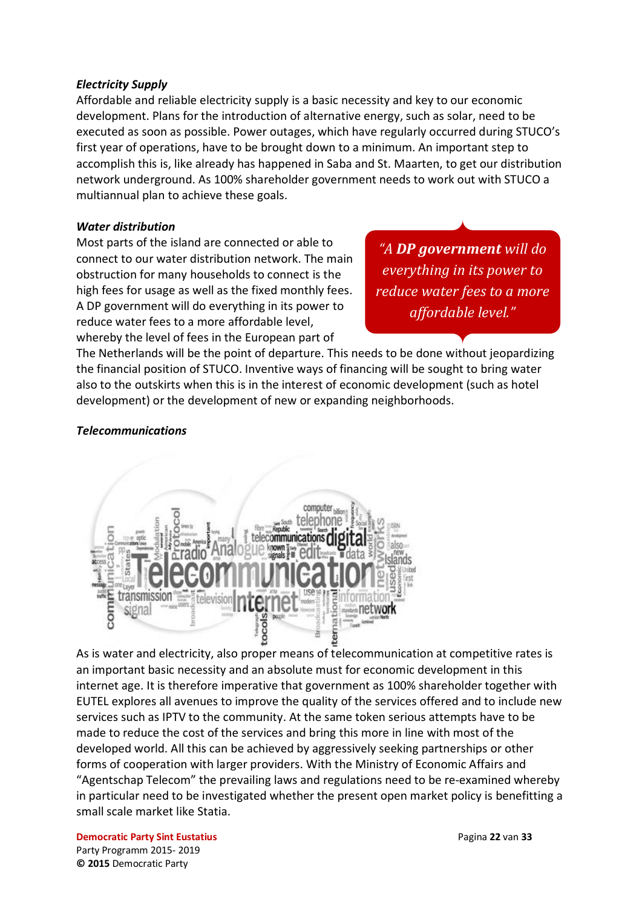***Electricity Supply***

Affordable and reliable electricity supply is a basic necessity and key to our economic development. Plans for the introduction of alternative energy, such as solar, need to be executed as soon as possible. Power outages, which have regularly occurred during STUCO's first year of operations, have to be brought down to a minimum. An important step to accomplish this is, like already has happened in Saba and St. Maarten, to get our distribution network underground. As 100% shareholder government needs to work out with STUCO a multiannual plan to achieve these goals.

***Water distribution***

Most parts of the island are connected or able to connect to our water distribution network. The main obstruction for many households to connect is the high fees for usage as well as the fixed monthly fees. A DP government will do everything in its power to reduce water fees to a more affordable level, whereby the level of fees in the European part of The Netherlands will be the point of departure. This needs to be done without jeopardizing the financial position of STUCO. Inventive ways of financing will be sought to bring water also to the outskirts when this is in the interest of economic development (such as hotel development) or the development of new or expanding neighborhoods.

> *"A **DP government** will do everything in its power to reduce water fees to a more affordable level."*

***Telecommunications***

As is water and electricity, also proper means of telecommunication at competitive rates is an important basic necessity and an absolute must for economic development in this internet age. It is therefore imperative that government as 100% shareholder together with EUTEL explores all avenues to improve the quality of the services offered and to include new services such as IPTV to the community. At the same token serious attempts have to be made to reduce the cost of the services and bring this more in line with most of the developed world. All this can be achieved by aggressively seeking partnerships or other forms of cooperation with larger providers. With the Ministry of Economic Affairs and "Agentschap Telecom" the prevailing laws and regulations need to be re-examined whereby in particular need to be investigated whether the present open market policy is benefitting a small scale market like Statia.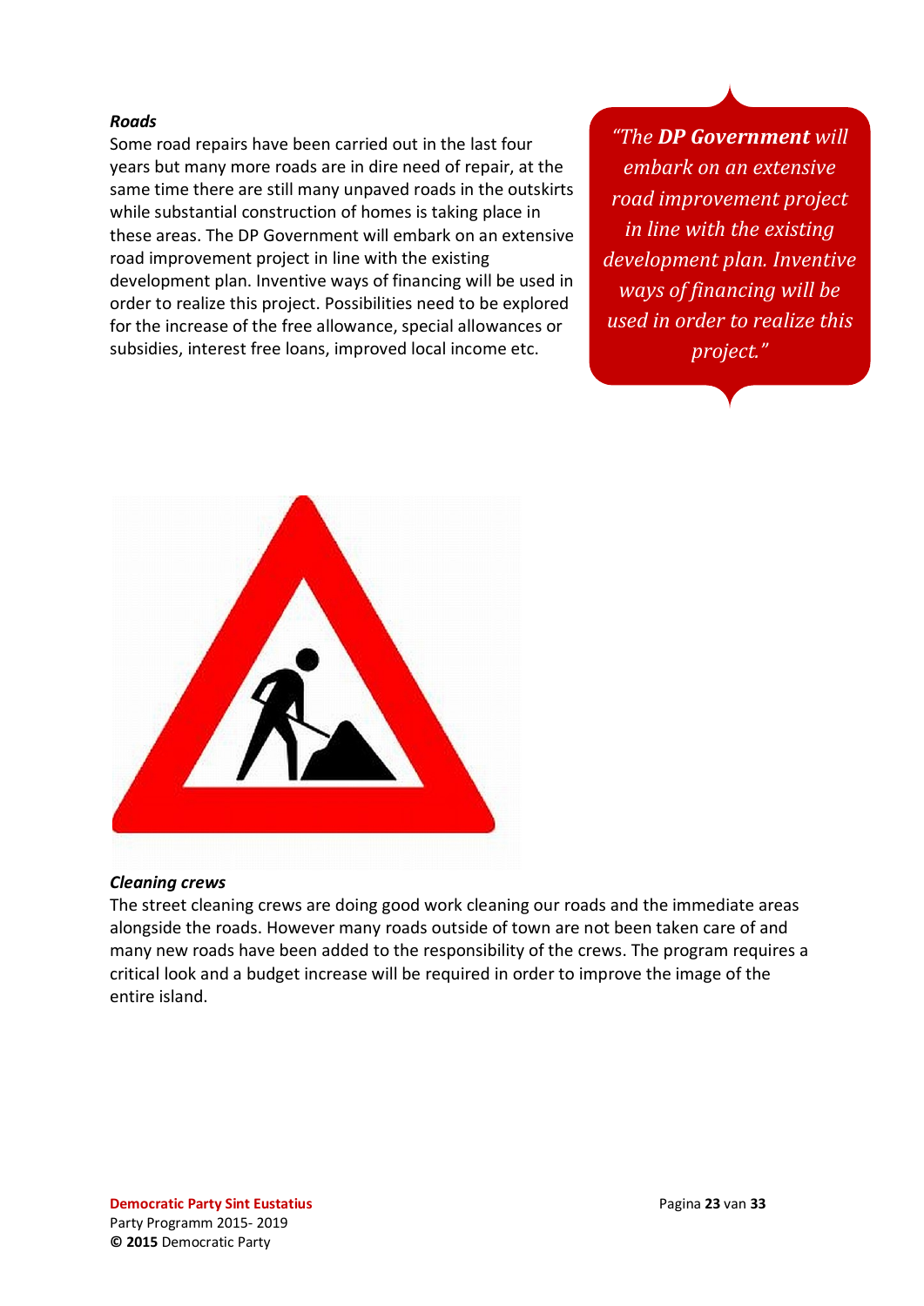***Roads***

Some road repairs have been carried out in the last four years but many more roads are in dire need of repair, at the same time there are still many unpaved roads in the outskirts while substantial construction of homes is taking place in these areas. The DP Government will embark on an extensive road improvement project in line with the existing development plan. Inventive ways of financing will be used in order to realize this project. Possibilities need to be explored for the increase of the free allowance, special allowances or subsidies, interest free loans, improved local income etc.

> *"The **DP Government** will embark on an extensive road improvement project in line with the existing development plan. Inventive ways of financing will be used in order to realize this project."*

***Cleaning crews***

The street cleaning crews are doing good work cleaning our roads and the immediate areas alongside the roads. However many roads outside of town are not been taken care of and many new roads have been added to the responsibility of the crews. The program requires a critical look and a budget increase will be required in order to improve the image of the entire island.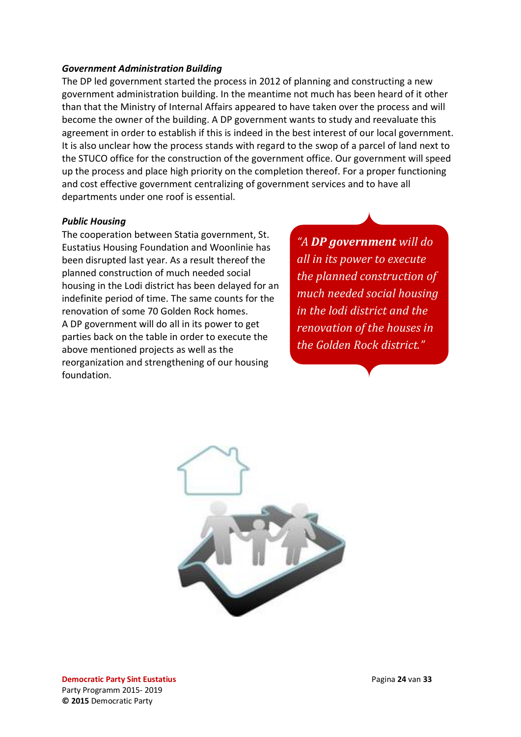***Government Administration Building***

The DP led government started the process in 2012 of planning and constructing a new government administration building. In the meantime not much has been heard of it other than that the Ministry of Internal Affairs appeared to have taken over the process and will become the owner of the building. A DP government wants to study and reevaluate this agreement in order to establish if this is indeed in the best interest of our local government. It is also unclear how the process stands with regard to the swop of a parcel of land next to the STUCO office for the construction of the government office. Our government will speed up the process and place high priority on the completion thereof. For a proper functioning and cost effective government centralizing of government services and to have all departments under one roof is essential.

***Public Housing***

The cooperation between Statia government, St. Eustatius Housing Foundation and Woonlinie has been disrupted last year. As a result thereof the planned construction of much needed social housing in the Lodi district has been delayed for an indefinite period of time. The same counts for the renovation of some 70 Golden Rock homes.
A DP government will do all in its power to get parties back on the table in order to execute the above mentioned projects as well as the reorganization and strengthening of our housing foundation.

*"A **DP government** will do all in its power to execute the planned construction of much needed social housing in the lodi district and the renovation of the houses in the Golden Rock district."*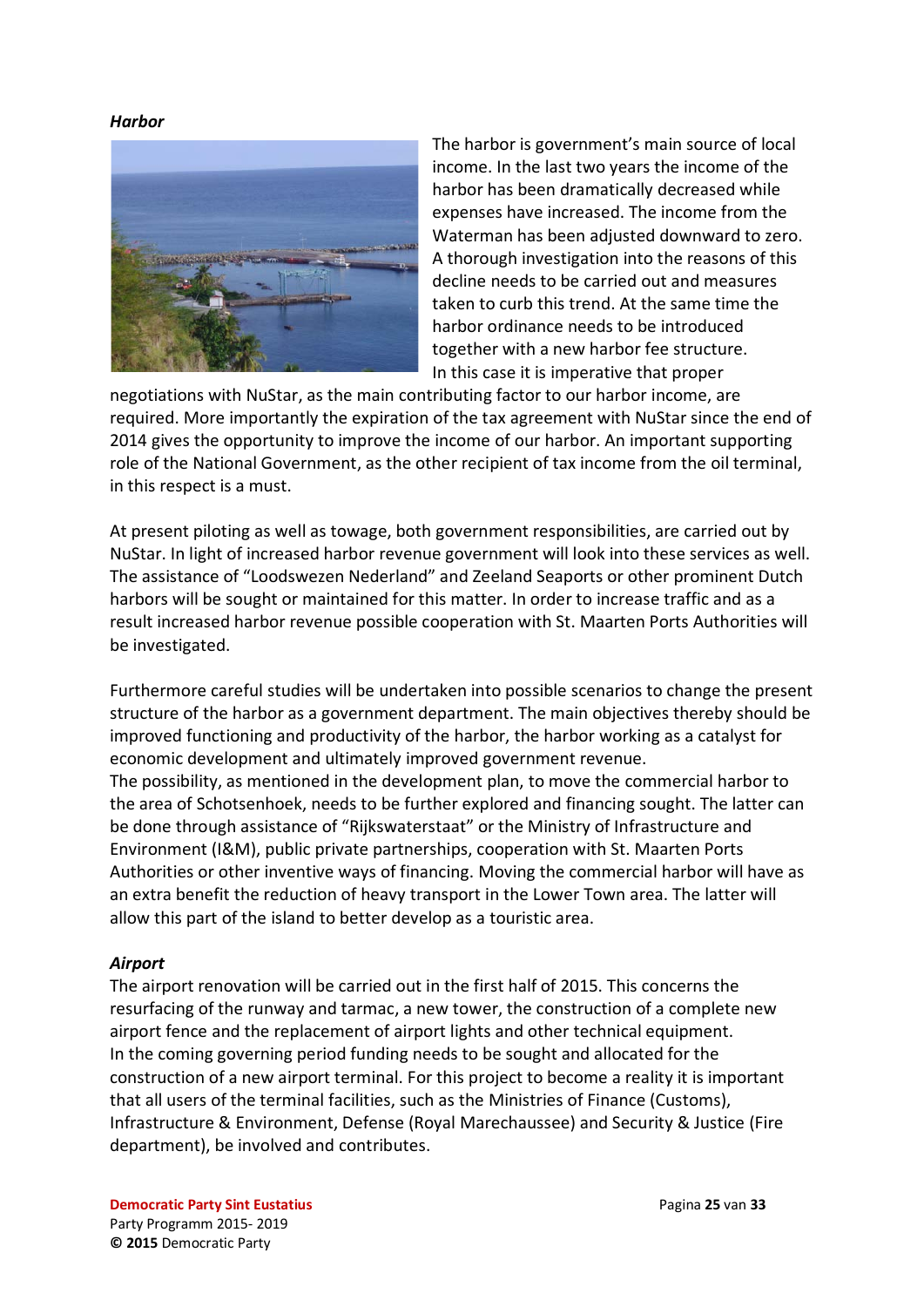### *Harbor*

The harbor is government's main source of local income. In the last two years the income of the harbor has been dramatically decreased while expenses have increased. The income from the Waterman has been adjusted downward to zero. A thorough investigation into the reasons of this decline needs to be carried out and measures taken to curb this trend. At the same time the harbor ordinance needs to be introduced together with a new harbor fee structure. In this case it is imperative that proper negotiations with NuStar, as the main contributing factor to our harbor income, are required. More importantly the expiration of the tax agreement with NuStar since the end of 2014 gives the opportunity to improve the income of our harbor. An important supporting role of the National Government, as the other recipient of tax income from the oil terminal, in this respect is a must.

At present piloting as well as towage, both government responsibilities, are carried out by NuStar. In light of increased harbor revenue government will look into these services as well. The assistance of "Loodswezen Nederland" and Zeeland Seaports or other prominent Dutch harbors will be sought or maintained for this matter. In order to increase traffic and as a result increased harbor revenue possible cooperation with St. Maarten Ports Authorities will be investigated.

Furthermore careful studies will be undertaken into possible scenarios to change the present structure of the harbor as a government department. The main objectives thereby should be improved functioning and productivity of the harbor, the harbor working as a catalyst for economic development and ultimately improved government revenue.
The possibility, as mentioned in the development plan, to move the commercial harbor to the area of Schotsenhoek, needs to be further explored and financing sought. The latter can be done through assistance of "Rijkswaterstaat" or the Ministry of Infrastructure and Environment (I&M), public private partnerships, cooperation with St. Maarten Ports Authorities or other inventive ways of financing. Moving the commercial harbor will have as an extra benefit the reduction of heavy transport in the Lower Town area. The latter will allow this part of the island to better develop as a touristic area.

### *Airport*

The airport renovation will be carried out in the first half of 2015. This concerns the resurfacing of the runway and tarmac, a new tower, the construction of a complete new airport fence and the replacement of airport lights and other technical equipment.
In the coming governing period funding needs to be sought and allocated for the construction of a new airport terminal. For this project to become a reality it is important that all users of the terminal facilities, such as the Ministries of Finance (Customs), Infrastructure & Environment, Defense (Royal Marechaussee) and Security & Justice (Fire department), be involved and contributes.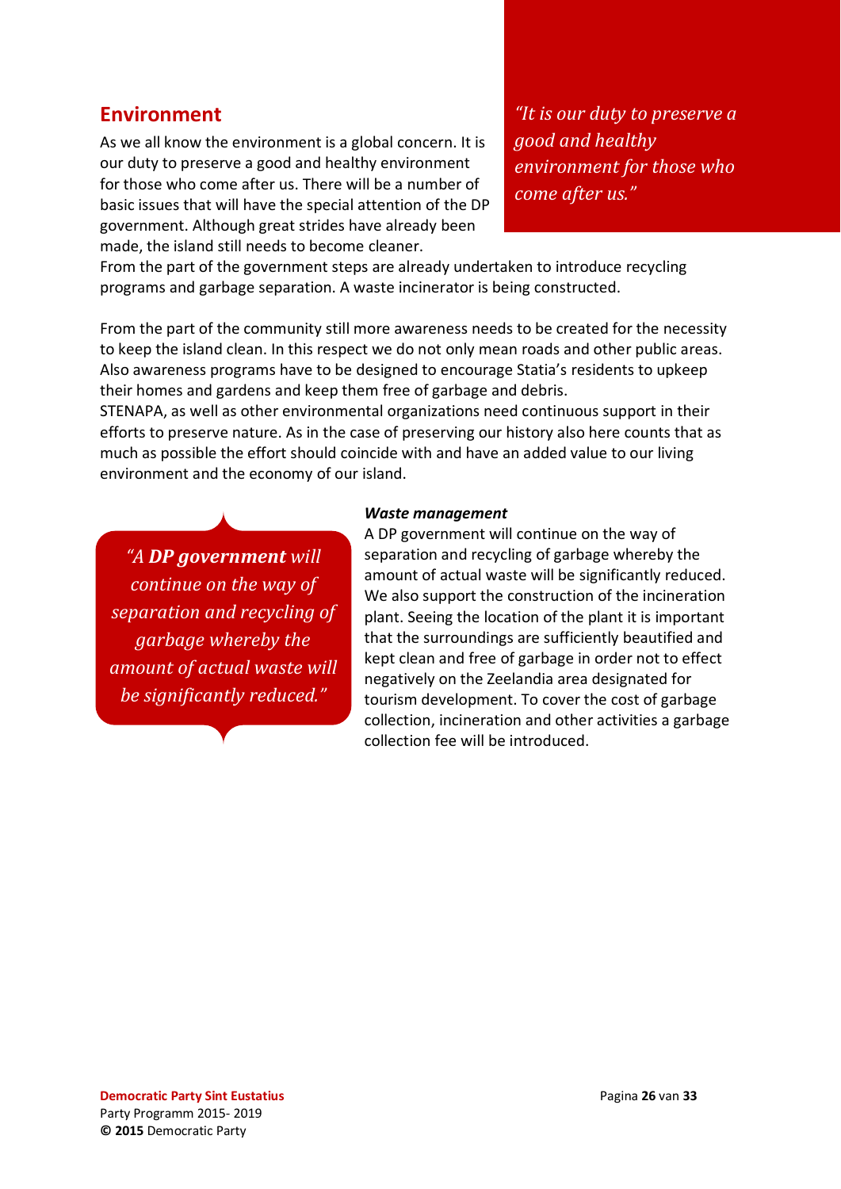## Environment

> *"It is our duty to preserve a good and healthy environment for those who come after us."*

As we all know the environment is a global concern. It is our duty to preserve a good and healthy environment for those who come after us. There will be a number of basic issues that will have the special attention of the DP government. Although great strides have already been made, the island still needs to become cleaner.
From the part of the government steps are already undertaken to introduce recycling programs and garbage separation. A waste incinerator is being constructed.

From the part of the community still more awareness needs to be created for the necessity to keep the island clean. In this respect we do not only mean roads and other public areas. Also awareness programs have to be designed to encourage Statia's residents to upkeep their homes and gardens and keep them free of garbage and debris.
STENAPA, as well as other environmental organizations need continuous support in their efforts to preserve nature. As in the case of preserving our history also here counts that as much as possible the effort should coincide with and have an added value to our living environment and the economy of our island.

> *"A **DP government** will continue on the way of separation and recycling of garbage whereby the amount of actual waste will be significantly reduced."*

***Waste management***
A DP government will continue on the way of separation and recycling of garbage whereby the amount of actual waste will be significantly reduced. We also support the construction of the incineration plant. Seeing the location of the plant it is important that the surroundings are sufficiently beautified and kept clean and free of garbage in order not to effect negatively on the Zeelandia area designated for tourism development. To cover the cost of garbage collection, incineration and other activities a garbage collection fee will be introduced.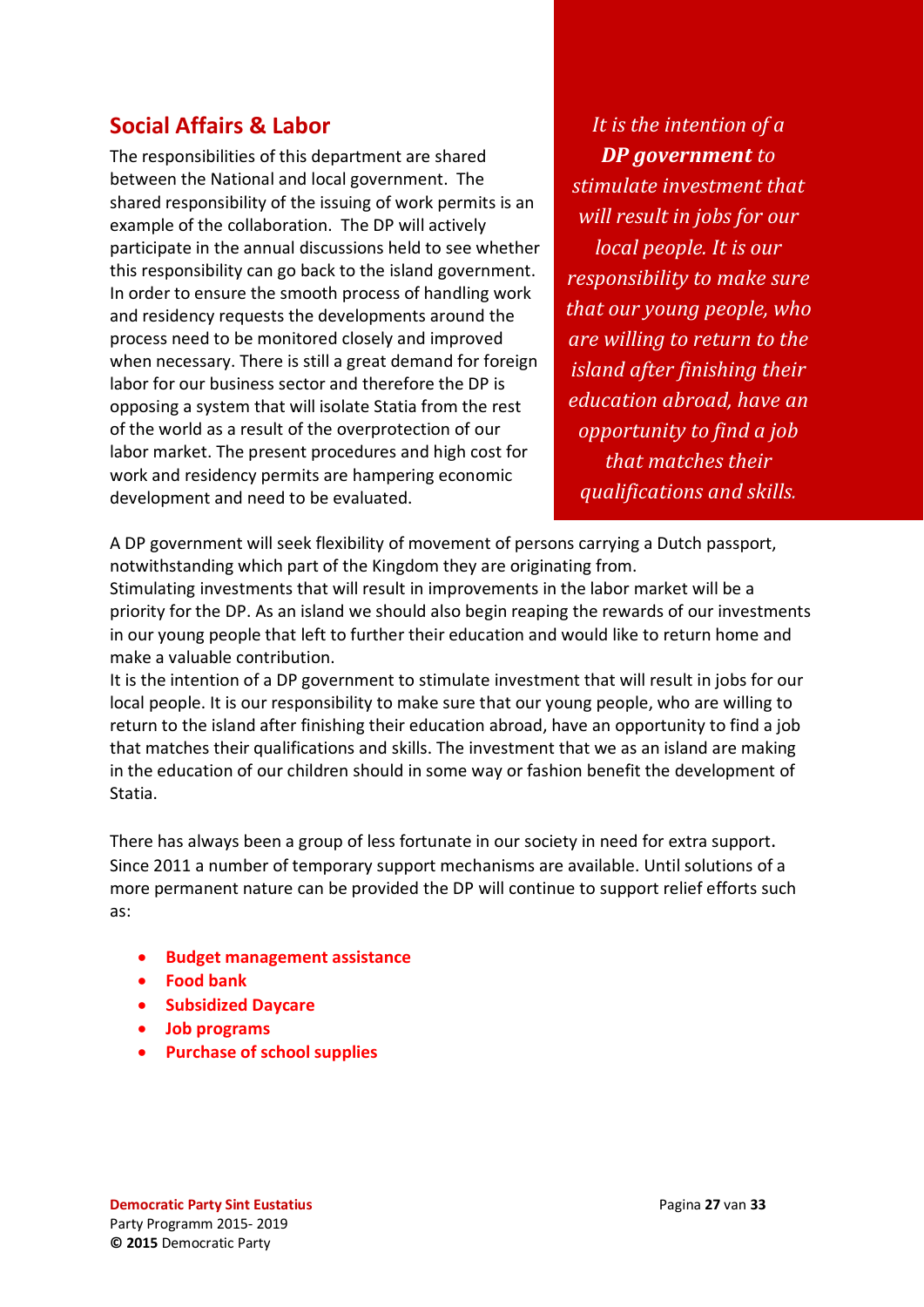## Social Affairs & Labor

The responsibilities of this department are shared between the National and local government. The shared responsibility of the issuing of work permits is an example of the collaboration. The DP will actively participate in the annual discussions held to see whether this responsibility can go back to the island government. In order to ensure the smooth process of handling work and residency requests the developments around the process need to be monitored closely and improved when necessary. There is still a great demand for foreign labor for our business sector and therefore the DP is opposing a system that will isolate Statia from the rest of the world as a result of the overprotection of our labor market. The present procedures and high cost for work and residency permits are hampering economic development and need to be evaluated.

*It is the intention of a **DP government** to stimulate investment that will result in jobs for our local people. It is our responsibility to make sure that our young people, who are willing to return to the island after finishing their education abroad, have an opportunity to find a job that matches their qualifications and skills.*

A DP government will seek flexibility of movement of persons carrying a Dutch passport, notwithstanding which part of the Kingdom they are originating from.
Stimulating investments that will result in improvements in the labor market will be a priority for the DP. As an island we should also begin reaping the rewards of our investments in our young people that left to further their education and would like to return home and make a valuable contribution.
It is the intention of a DP government to stimulate investment that will result in jobs for our local people. It is our responsibility to make sure that our young people, who are willing to return to the island after finishing their education abroad, have an opportunity to find a job that matches their qualifications and skills. The investment that we as an island are making in the education of our children should in some way or fashion benefit the development of Statia.

There has always been a group of less fortunate in our society in need for extra support. Since 2011 a number of temporary support mechanisms are available. Until solutions of a more permanent nature can be provided the DP will continue to support relief efforts such as:

- **Budget management assistance**
- **Food bank**
- **Subsidized Daycare**
- **Job programs**
- **Purchase of school supplies**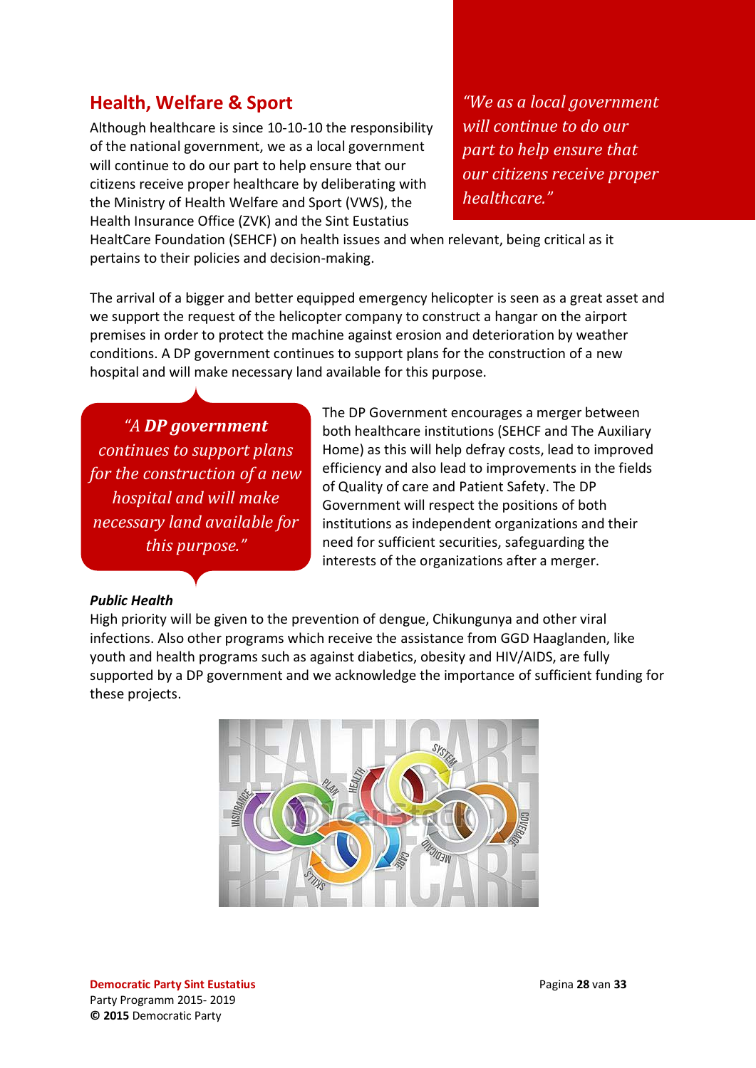## Health, Welfare & Sport

*"We as a local government will continue to do our part to help ensure that our citizens receive proper healthcare."*

Although healthcare is since 10-10-10 the responsibility of the national government, we as a local government will continue to do our part to help ensure that our citizens receive proper healthcare by deliberating with the Ministry of Health Welfare and Sport (VWS), the Health Insurance Office (ZVK) and the Sint Eustatius HealtCare Foundation (SEHCF) on health issues and when relevant, being critical as it pertains to their policies and decision-making.

The arrival of a bigger and better equipped emergency helicopter is seen as a great asset and we support the request of the helicopter company to construct a hangar on the airport premises in order to protect the machine against erosion and deterioration by weather conditions. A DP government continues to support plans for the construction of a new hospital and will make necessary land available for this purpose.

*"A **DP government** continues to support plans for the construction of a new hospital and will make necessary land available for this purpose."*

The DP Government encourages a merger between both healthcare institutions (SEHCF and The Auxiliary Home) as this will help defray costs, lead to improved efficiency and also lead to improvements in the fields of Quality of care and Patient Safety. The DP Government will respect the positions of both institutions as independent organizations and their need for sufficient securities, safeguarding the interests of the organizations after a merger.

***Public Health***

High priority will be given to the prevention of dengue, Chikungunya and other viral infections. Also other programs which receive the assistance from GGD Haaglanden, like youth and health programs such as against diabetics, obesity and HIV/AIDS, are fully supported by a DP government and we acknowledge the importance of sufficient funding for these projects.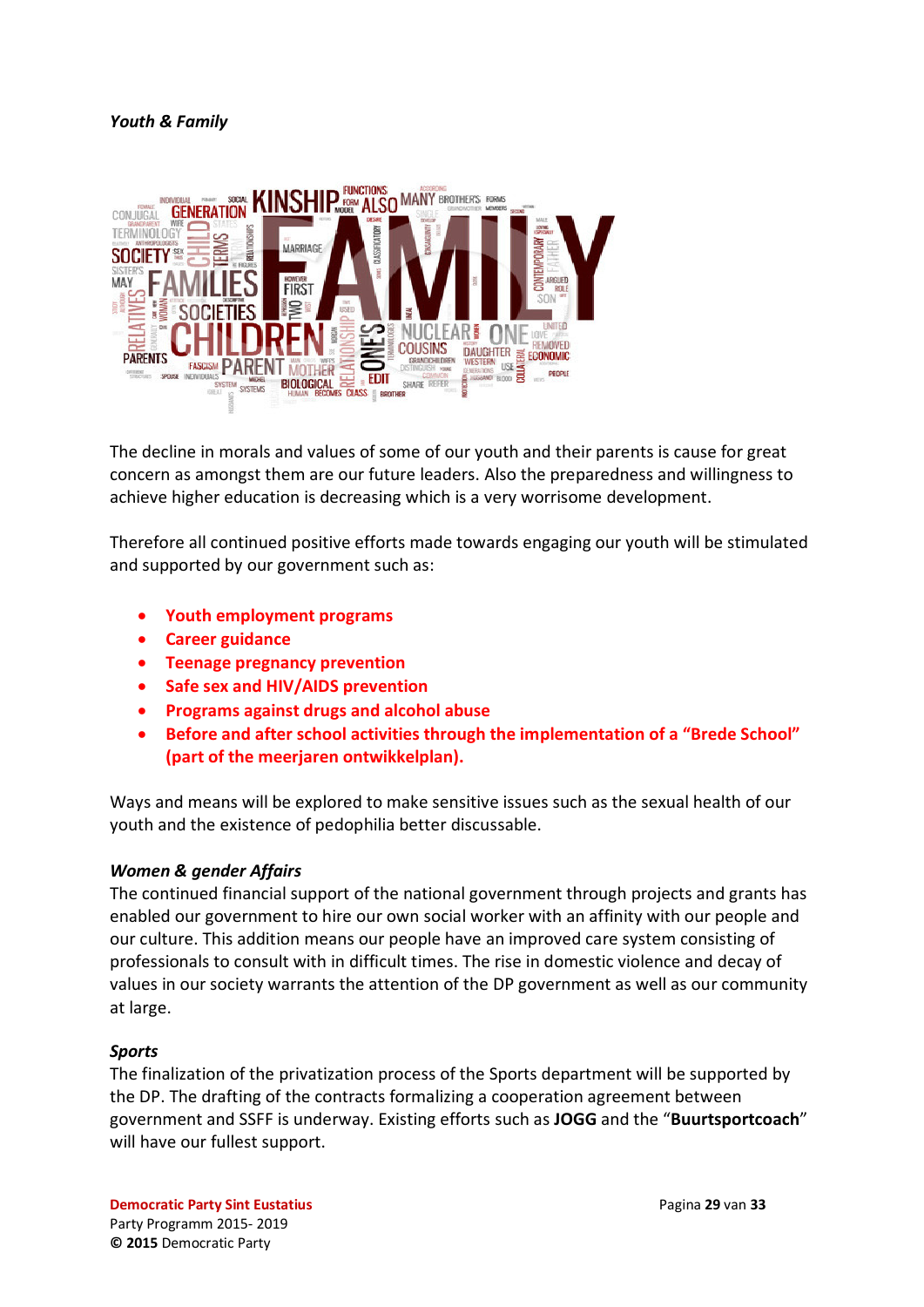*Youth & Family*

The decline in morals and values of some of our youth and their parents is cause for great concern as amongst them are our future leaders. Also the preparedness and willingness to achieve higher education is decreasing which is a very worrisome development.

Therefore all continued positive efforts made towards engaging our youth will be stimulated and supported by our government such as:

- **Youth employment programs**
- **Career guidance**
- **Teenage pregnancy prevention**
- **Safe sex and HIV/AIDS prevention**
- **Programs against drugs and alcohol abuse**
- **Before and after school activities through the implementation of a "Brede School" (part of the meerjaren ontwikkelplan).**

Ways and means will be explored to make sensitive issues such as the sexual health of our youth and the existence of pedophilia better discussable.

***Women & gender Affairs***

The continued financial support of the national government through projects and grants has enabled our government to hire our own social worker with an affinity with our people and our culture. This addition means our people have an improved care system consisting of professionals to consult with in difficult times. The rise in domestic violence and decay of values in our society warrants the attention of the DP government as well as our community at large.

***Sports***

The finalization of the privatization process of the Sports department will be supported by the DP. The drafting of the contracts formalizing a cooperation agreement between government and SSFF is underway. Existing efforts such as **JOGG** and the "**Buurtsportcoach**" will have our fullest support.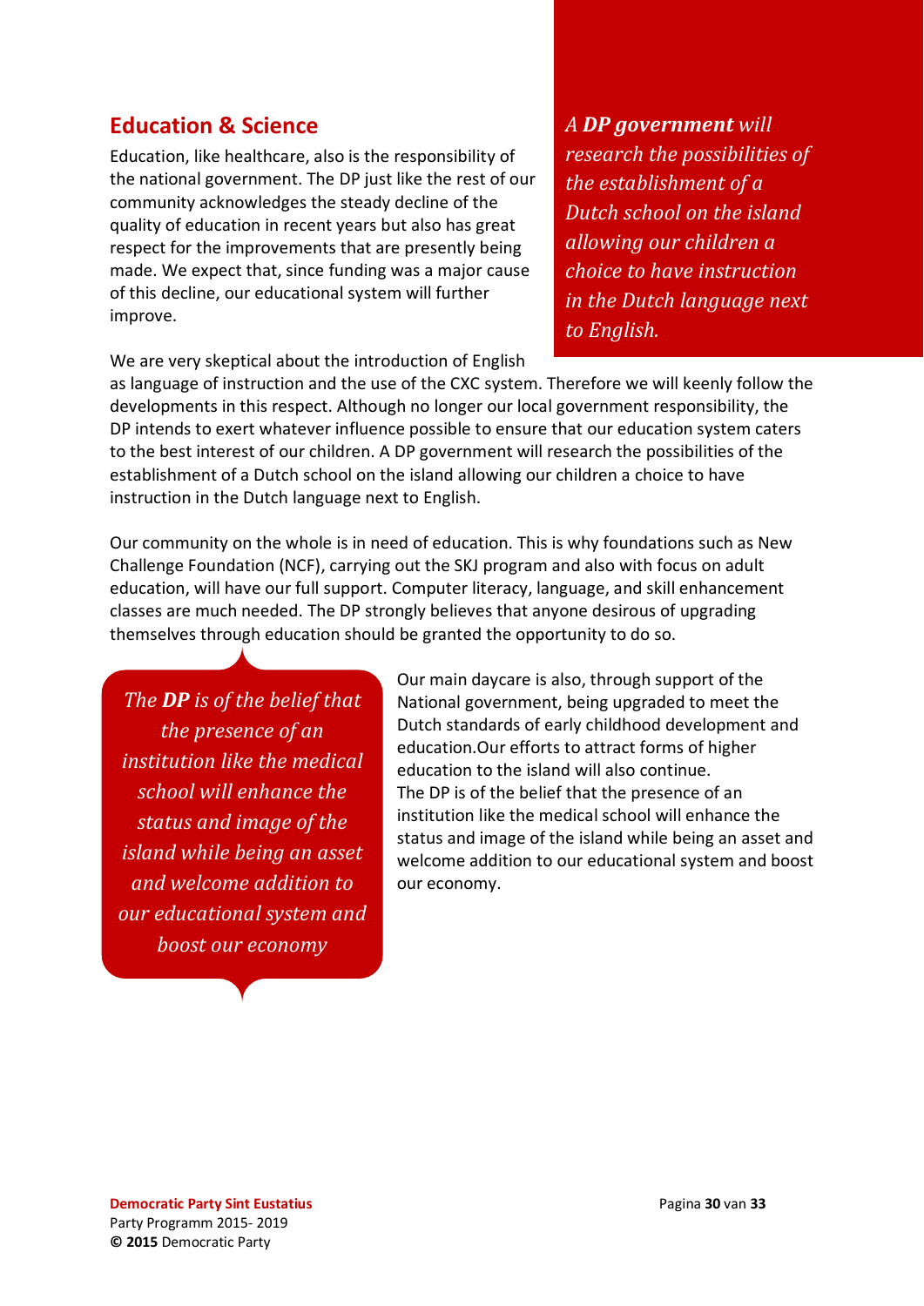## Education & Science

Education, like healthcare, also is the responsibility of the national government. The DP just like the rest of our community acknowledges the steady decline of the quality of education in recent years but also has great respect for the improvements that are presently being made. We expect that, since funding was a major cause of this decline, our educational system will further improve.

> *A **DP government** will research the possibilities of the establishment of a Dutch school on the island allowing our children a choice to have instruction in the Dutch language next to English.*

We are very skeptical about the introduction of English as language of instruction and the use of the CXC system. Therefore we will keenly follow the developments in this respect. Although no longer our local government responsibility, the DP intends to exert whatever influence possible to ensure that our education system caters to the best interest of our children. A DP government will research the possibilities of the establishment of a Dutch school on the island allowing our children a choice to have instruction in the Dutch language next to English.

Our community on the whole is in need of education. This is why foundations such as New Challenge Foundation (NCF), carrying out the SKJ program and also with focus on adult education, will have our full support. Computer literacy, language, and skill enhancement classes are much needed. The DP strongly believes that anyone desirous of upgrading themselves through education should be granted the opportunity to do so.

> *The **DP** is of the belief that the presence of an institution like the medical school will enhance the status and image of the island while being an asset and welcome addition to our educational system and boost our economy*

Our main daycare is also, through support of the National government, being upgraded to meet the Dutch standards of early childhood development and education.Our efforts to attract forms of higher education to the island will also continue.
The DP is of the belief that the presence of an institution like the medical school will enhance the status and image of the island while being an asset and welcome addition to our educational system and boost our economy.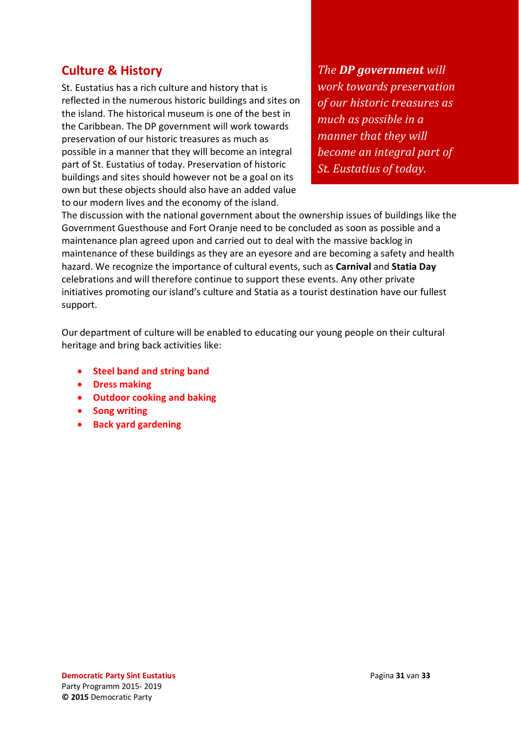## Culture & History

St. Eustatius has a rich culture and history that is reflected in the numerous historic buildings and sites on the island. The historical museum is one of the best in the Caribbean. The DP government will work towards preservation of our historic treasures as much as possible in a manner that they will become an integral part of St. Eustatius of today. Preservation of historic buildings and sites should however not be a goal on its own but these objects should also have an added value to our modern lives and the economy of the island.

*The **DP government** will work towards preservation of our historic treasures as much as possible in a manner that they will become an integral part of St. Eustatius of today.*

The discussion with the national government about the ownership issues of buildings like the Government Guesthouse and Fort Oranje need to be concluded as soon as possible and a maintenance plan agreed upon and carried out to deal with the massive backlog in maintenance of these buildings as they are an eyesore and are becoming a safety and health hazard. We recognize the importance of cultural events, such as **Carnival** and **Statia Day** celebrations and will therefore continue to support these events. Any other private initiatives promoting our island's culture and Statia as a tourist destination have our fullest support.

Our department of culture will be enabled to educating our young people on their cultural heritage and bring back activities like:

- **Steel band and string band**
- **Dress making**
- **Outdoor cooking and baking**
- **Song writing**
- **Back yard gardening**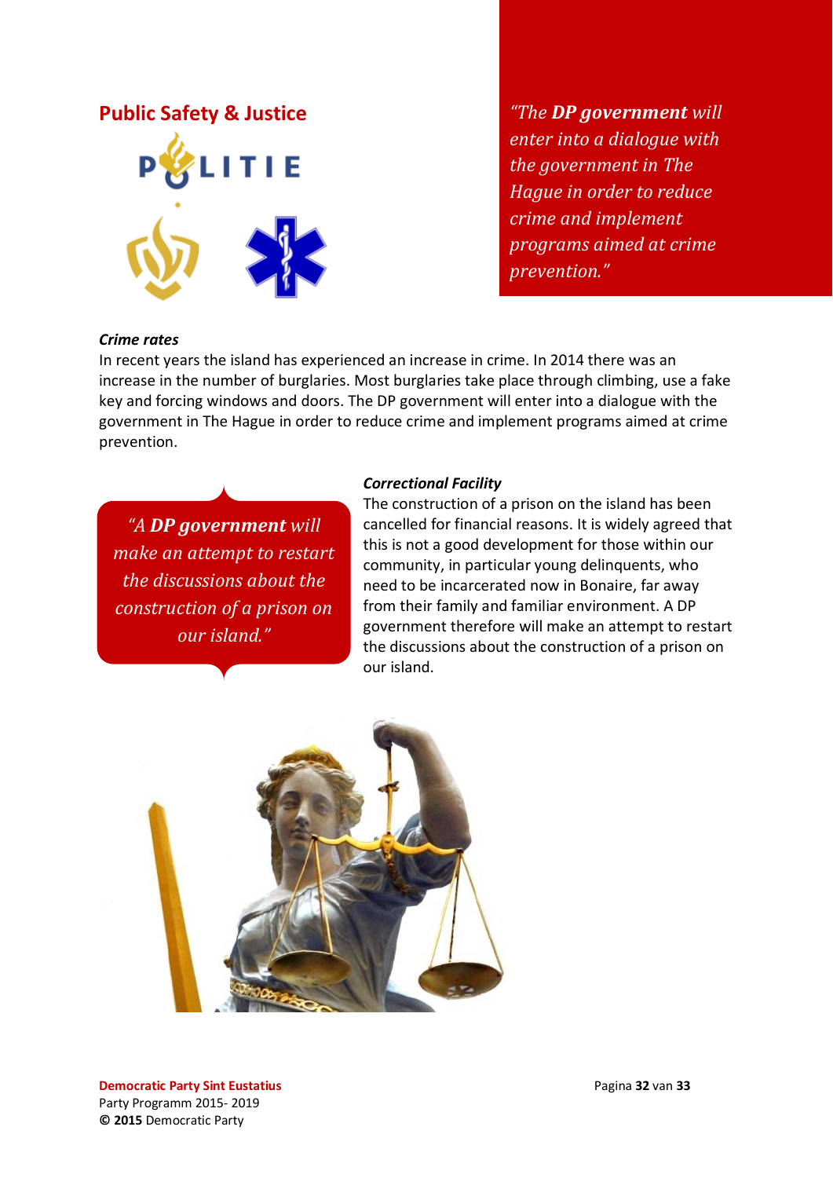## Public Safety & Justice

> *"The **DP government** will enter into a dialogue with the government in The Hague in order to reduce crime and implement programs aimed at crime prevention."*

***Crime rates***

In recent years the island has experienced an increase in crime. In 2014 there was an increase in the number of burglaries. Most burglaries take place through climbing, use a fake key and forcing windows and doors. The DP government will enter into a dialogue with the government in The Hague in order to reduce crime and implement programs aimed at crime prevention.

> *"A **DP government** will make an attempt to restart the discussions about the construction of a prison on our island."*

***Correctional Facility***

The construction of a prison on the island has been cancelled for financial reasons. It is widely agreed that this is not a good development for those within our community, in particular young delinquents, who need to be incarcerated now in Bonaire, far away from their family and familiar environment. A DP government therefore will make an attempt to restart the discussions about the construction of a prison on our island.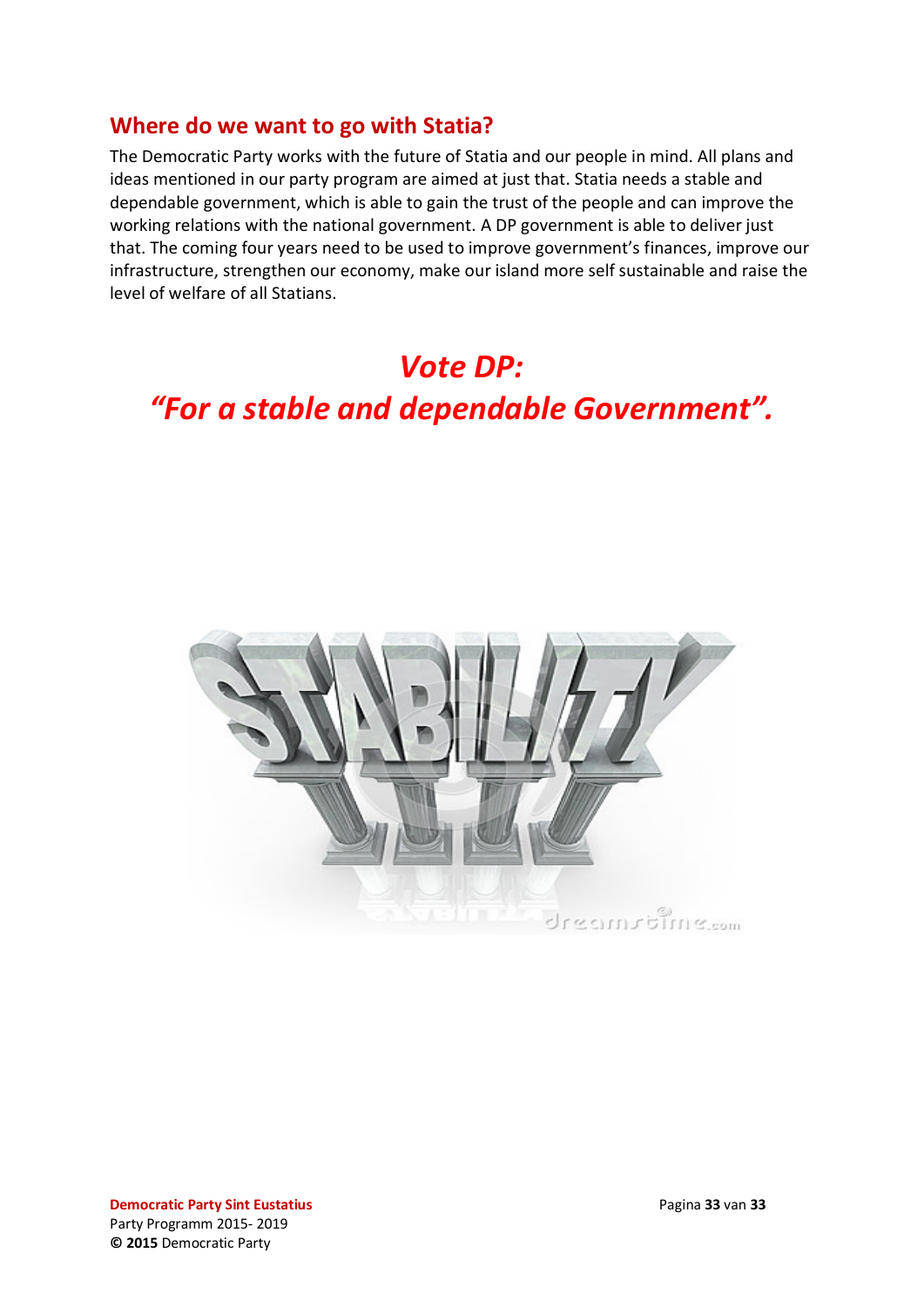## Where do we want to go with Statia?

The Democratic Party works with the future of Statia and our people in mind. All plans and ideas mentioned in our party program are aimed at just that. Statia needs a stable and dependable government, which is able to gain the trust of the people and can improve the working relations with the national government. A DP government is able to deliver just that. The coming four years need to be used to improve government's finances, improve our infrastructure, strengthen our economy, make our island more self sustainable and raise the level of welfare of all Statians.

***Vote DP:***

***"For a stable and dependable Government".***